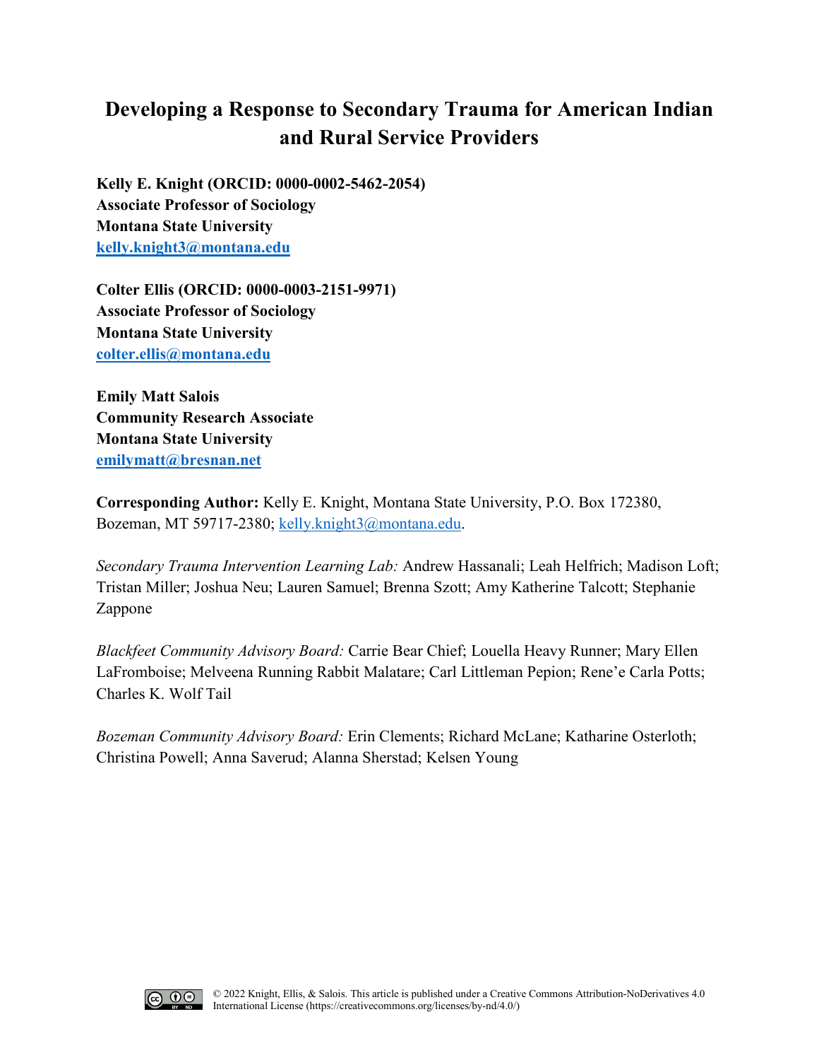# Developing a Response to Secondary Trauma for American Indian and Rural Service Providers

**Kelly E. Knight (ORCID: 0000-0002-5462-2054)**
**Associate Professor of Sociology**
**Montana State University**
**kelly.knight3@montana.edu**

**Colter Ellis (ORCID: 0000-0003-2151-9971)**
**Associate Professor of Sociology**
**Montana State University**
**colter.ellis@montana.edu**

**Emily Matt Salois**
**Community Research Associate**
**Montana State University**
**emilymatt@bresnan.net**

**Corresponding Author:** Kelly E. Knight, Montana State University, P.O. Box 172380, Bozeman, MT 59717-2380; kelly.knight3@montana.edu.

*Secondary Trauma Intervention Learning Lab:* Andrew Hassanali; Leah Helfrich; Madison Loft; Tristan Miller; Joshua Neu; Lauren Samuel; Brenna Szott; Amy Katherine Talcott; Stephanie Zappone

*Blackfeet Community Advisory Board:* Carrie Bear Chief; Louella Heavy Runner; Mary Ellen LaFromboise; Melveena Running Rabbit Malatare; Carl Littleman Pepion; Rene'e Carla Potts; Charles K. Wolf Tail

*Bozeman Community Advisory Board:* Erin Clements; Richard McLane; Katharine Osterloth; Christina Powell; Anna Saverud; Alanna Sherstad; Kelsen Young

© 2022 Knight, Ellis, & Salois. This article is published under a Creative Commons Attribution-NoDerivatives 4.0 International License (https://creativecommons.org/licenses/by-nd/4.0/)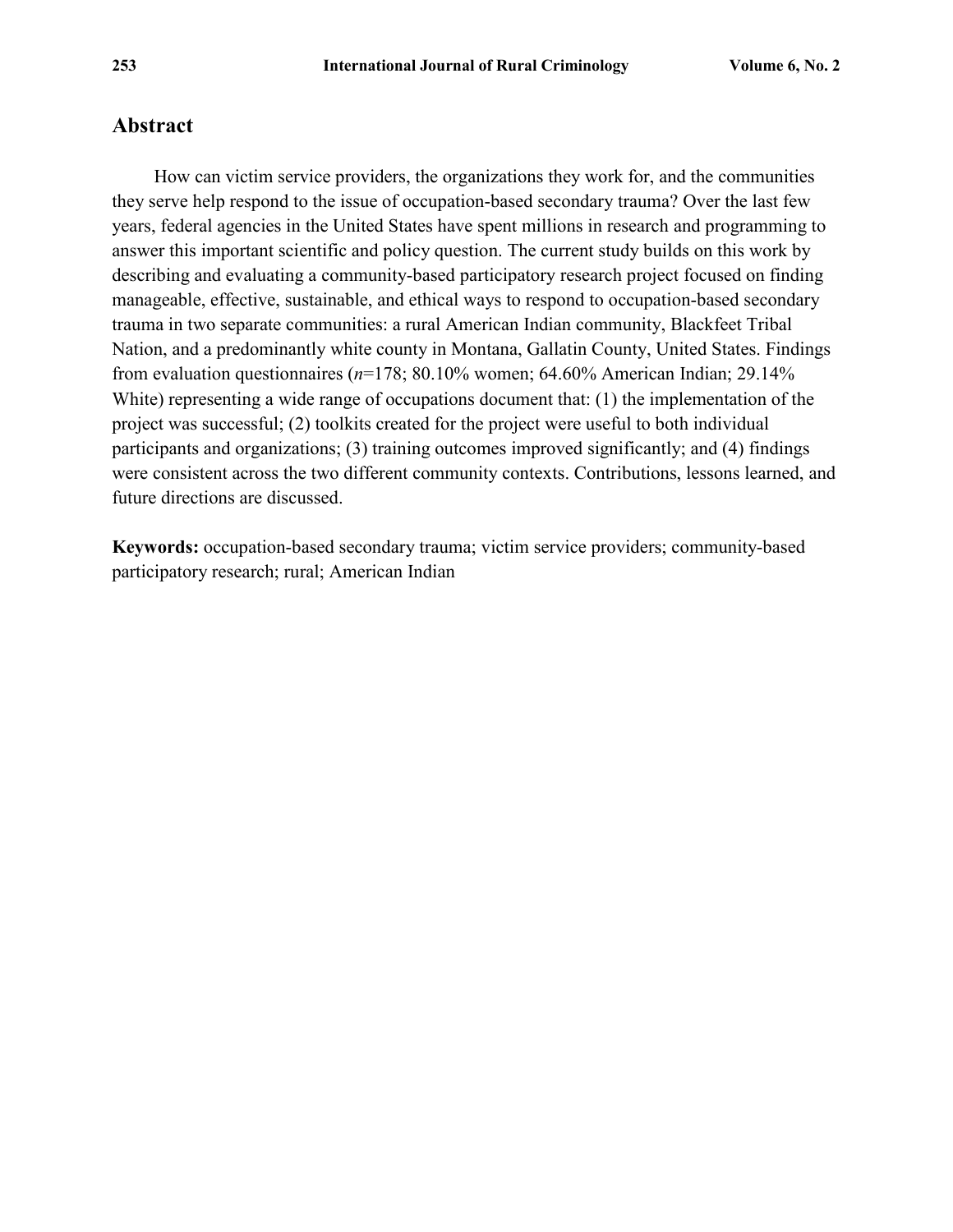## Abstract

How can victim service providers, the organizations they work for, and the communities they serve help respond to the issue of occupation-based secondary trauma? Over the last few years, federal agencies in the United States have spent millions in research and programming to answer this important scientific and policy question. The current study builds on this work by describing and evaluating a community-based participatory research project focused on finding manageable, effective, sustainable, and ethical ways to respond to occupation-based secondary trauma in two separate communities: a rural American Indian community, Blackfeet Tribal Nation, and a predominantly white county in Montana, Gallatin County, United States. Findings from evaluation questionnaires (*n*=178; 80.10% women; 64.60% American Indian; 29.14% White) representing a wide range of occupations document that: (1) the implementation of the project was successful; (2) toolkits created for the project were useful to both individual participants and organizations; (3) training outcomes improved significantly; and (4) findings were consistent across the two different community contexts. Contributions, lessons learned, and future directions are discussed.

**Keywords:** occupation-based secondary trauma; victim service providers; community-based participatory research; rural; American Indian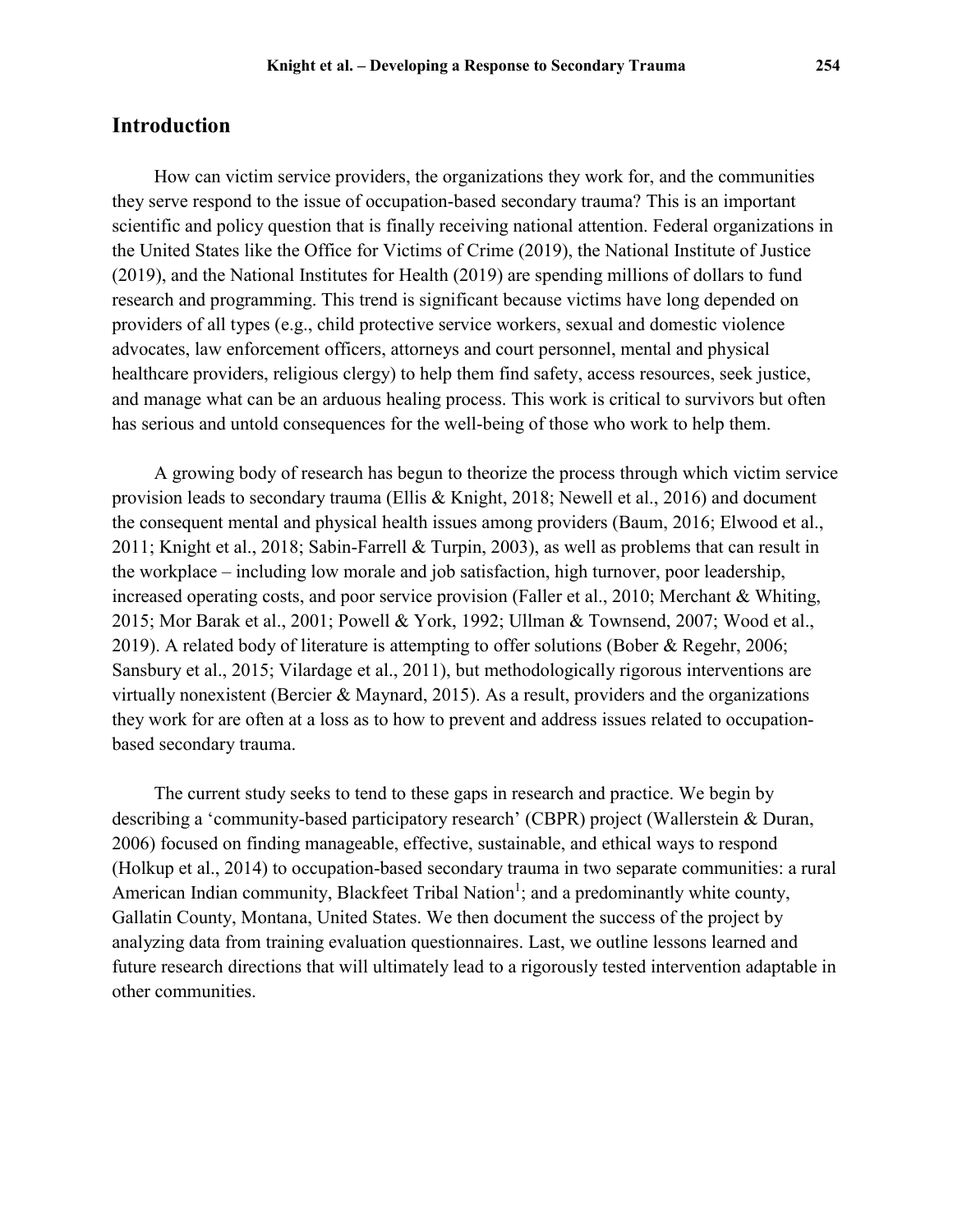## Introduction

How can victim service providers, the organizations they work for, and the communities they serve respond to the issue of occupation-based secondary trauma? This is an important scientific and policy question that is finally receiving national attention. Federal organizations in the United States like the Office for Victims of Crime (2019), the National Institute of Justice (2019), and the National Institutes for Health (2019) are spending millions of dollars to fund research and programming. This trend is significant because victims have long depended on providers of all types (e.g., child protective service workers, sexual and domestic violence advocates, law enforcement officers, attorneys and court personnel, mental and physical healthcare providers, religious clergy) to help them find safety, access resources, seek justice, and manage what can be an arduous healing process. This work is critical to survivors but often has serious and untold consequences for the well-being of those who work to help them.

A growing body of research has begun to theorize the process through which victim service provision leads to secondary trauma (Ellis & Knight, 2018; Newell et al., 2016) and document the consequent mental and physical health issues among providers (Baum, 2016; Elwood et al., 2011; Knight et al., 2018; Sabin-Farrell & Turpin, 2003), as well as problems that can result in the workplace – including low morale and job satisfaction, high turnover, poor leadership, increased operating costs, and poor service provision (Faller et al., 2010; Merchant & Whiting, 2015; Mor Barak et al., 2001; Powell & York, 1992; Ullman & Townsend, 2007; Wood et al., 2019). A related body of literature is attempting to offer solutions (Bober & Regehr, 2006; Sansbury et al., 2015; Vilardage et al., 2011), but methodologically rigorous interventions are virtually nonexistent (Bercier & Maynard, 2015). As a result, providers and the organizations they work for are often at a loss as to how to prevent and address issues related to occupation-based secondary trauma.

The current study seeks to tend to these gaps in research and practice. We begin by describing a 'community-based participatory research' (CBPR) project (Wallerstein & Duran, 2006) focused on finding manageable, effective, sustainable, and ethical ways to respond (Holkup et al., 2014) to occupation-based secondary trauma in two separate communities: a rural American Indian community, Blackfeet Tribal Nation[1]; and a predominantly white county, Gallatin County, Montana, United States. We then document the success of the project by analyzing data from training evaluation questionnaires. Last, we outline lessons learned and future research directions that will ultimately lead to a rigorously tested intervention adaptable in other communities.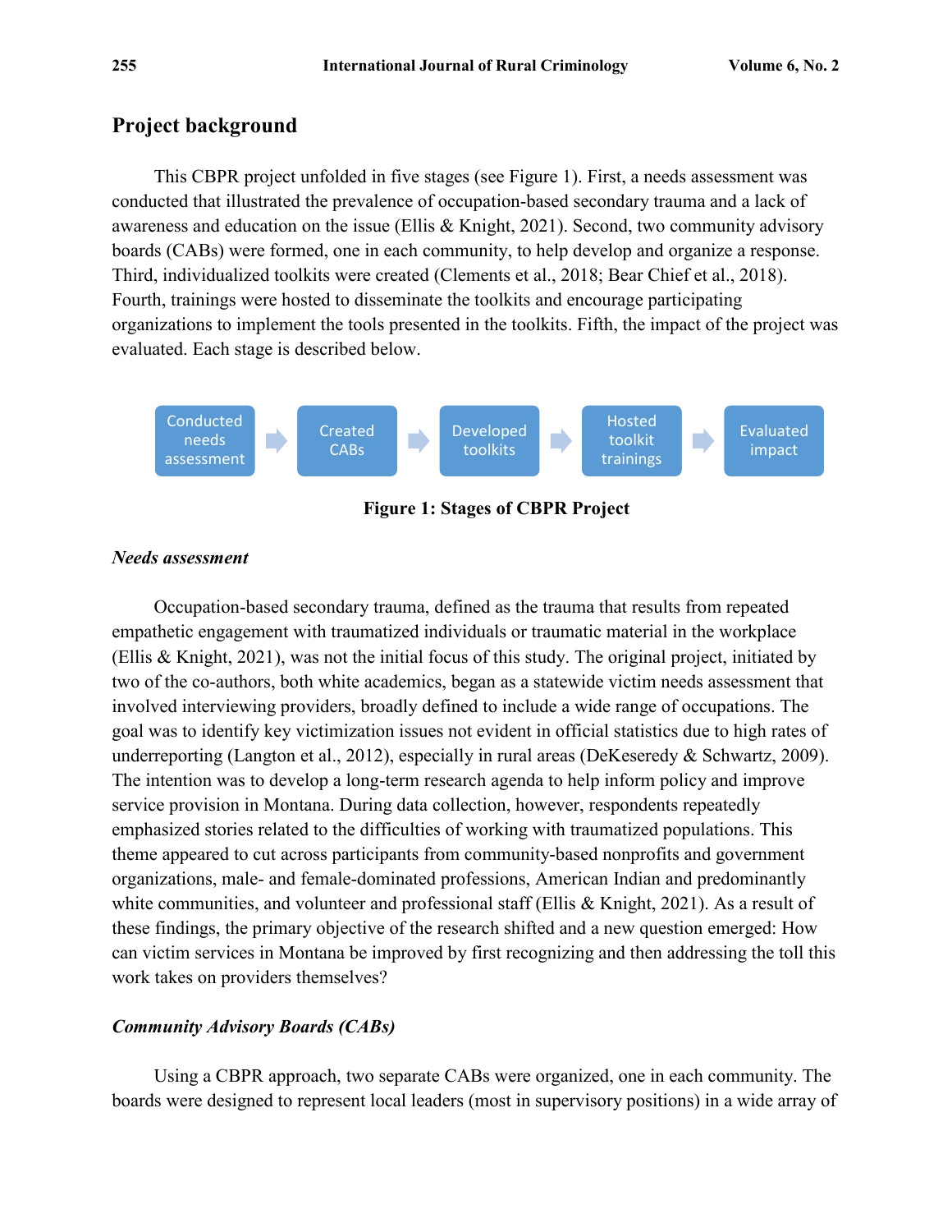## Project background

This CBPR project unfolded in five stages (see Figure 1). First, a needs assessment was conducted that illustrated the prevalence of occupation-based secondary trauma and a lack of awareness and education on the issue (Ellis & Knight, 2021). Second, two community advisory boards (CABs) were formed, one in each community, to help develop and organize a response. Third, individualized toolkits were created (Clements et al., 2018; Bear Chief et al., 2018). Fourth, trainings were hosted to disseminate the toolkits and encourage participating organizations to implement the tools presented in the toolkits. Fifth, the impact of the project was evaluated. Each stage is described below.

Conducted needs assessment → Created CABs → Developed toolkits → Hosted toolkit trainings → Evaluated impact

**Figure 1: Stages of CBPR Project**

### *Needs assessment*

Occupation-based secondary trauma, defined as the trauma that results from repeated empathetic engagement with traumatized individuals or traumatic material in the workplace (Ellis & Knight, 2021), was not the initial focus of this study. The original project, initiated by two of the co-authors, both white academics, began as a statewide victim needs assessment that involved interviewing providers, broadly defined to include a wide range of occupations. The goal was to identify key victimization issues not evident in official statistics due to high rates of underreporting (Langton et al., 2012), especially in rural areas (DeKeseredy & Schwartz, 2009). The intention was to develop a long-term research agenda to help inform policy and improve service provision in Montana. During data collection, however, respondents repeatedly emphasized stories related to the difficulties of working with traumatized populations. This theme appeared to cut across participants from community-based nonprofits and government organizations, male- and female-dominated professions, American Indian and predominantly white communities, and volunteer and professional staff (Ellis & Knight, 2021). As a result of these findings, the primary objective of the research shifted and a new question emerged: How can victim services in Montana be improved by first recognizing and then addressing the toll this work takes on providers themselves?

### *Community Advisory Boards (CABs)*

Using a CBPR approach, two separate CABs were organized, one in each community. The boards were designed to represent local leaders (most in supervisory positions) in a wide array of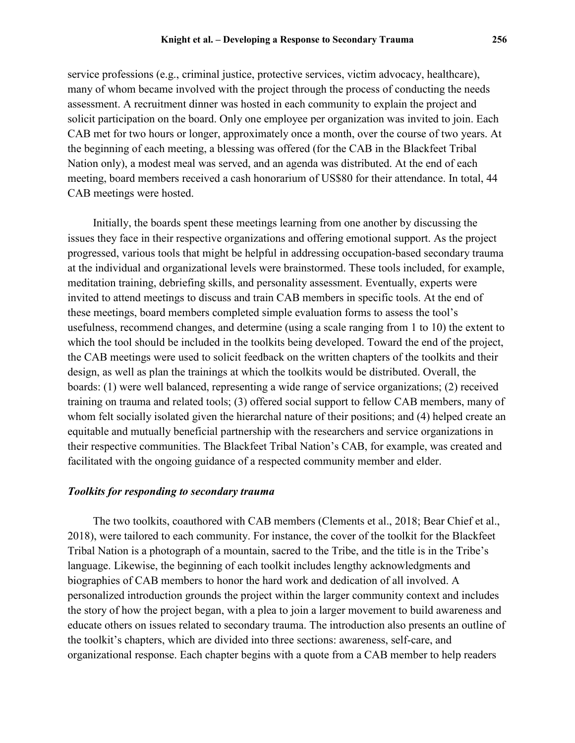service professions (e.g., criminal justice, protective services, victim advocacy, healthcare), many of whom became involved with the project through the process of conducting the needs assessment. A recruitment dinner was hosted in each community to explain the project and solicit participation on the board. Only one employee per organization was invited to join. Each CAB met for two hours or longer, approximately once a month, over the course of two years. At the beginning of each meeting, a blessing was offered (for the CAB in the Blackfeet Tribal Nation only), a modest meal was served, and an agenda was distributed. At the end of each meeting, board members received a cash honorarium of US$80 for their attendance. In total, 44 CAB meetings were hosted.

Initially, the boards spent these meetings learning from one another by discussing the issues they face in their respective organizations and offering emotional support. As the project progressed, various tools that might be helpful in addressing occupation-based secondary trauma at the individual and organizational levels were brainstormed. These tools included, for example, meditation training, debriefing skills, and personality assessment. Eventually, experts were invited to attend meetings to discuss and train CAB members in specific tools. At the end of these meetings, board members completed simple evaluation forms to assess the tool's usefulness, recommend changes, and determine (using a scale ranging from 1 to 10) the extent to which the tool should be included in the toolkits being developed. Toward the end of the project, the CAB meetings were used to solicit feedback on the written chapters of the toolkits and their design, as well as plan the trainings at which the toolkits would be distributed. Overall, the boards: (1) were well balanced, representing a wide range of service organizations; (2) received training on trauma and related tools; (3) offered social support to fellow CAB members, many of whom felt socially isolated given the hierarchal nature of their positions; and (4) helped create an equitable and mutually beneficial partnership with the researchers and service organizations in their respective communities. The Blackfeet Tribal Nation's CAB, for example, was created and facilitated with the ongoing guidance of a respected community member and elder.

### *Toolkits for responding to secondary trauma*

The two toolkits, coauthored with CAB members (Clements et al., 2018; Bear Chief et al., 2018), were tailored to each community. For instance, the cover of the toolkit for the Blackfeet Tribal Nation is a photograph of a mountain, sacred to the Tribe, and the title is in the Tribe's language. Likewise, the beginning of each toolkit includes lengthy acknowledgments and biographies of CAB members to honor the hard work and dedication of all involved. A personalized introduction grounds the project within the larger community context and includes the story of how the project began, with a plea to join a larger movement to build awareness and educate others on issues related to secondary trauma. The introduction also presents an outline of the toolkit's chapters, which are divided into three sections: awareness, self-care, and organizational response. Each chapter begins with a quote from a CAB member to help readers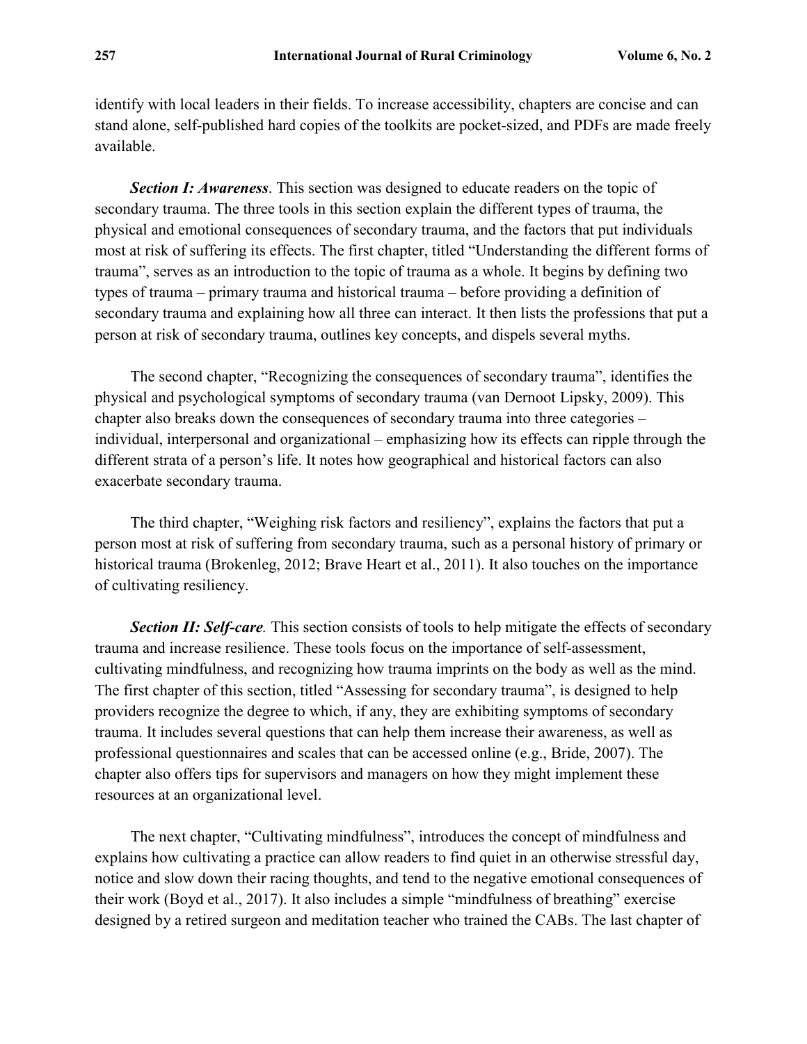identify with local leaders in their fields. To increase accessibility, chapters are concise and can stand alone, self-published hard copies of the toolkits are pocket-sized, and PDFs are made freely available.

***Section I: Awareness***. This section was designed to educate readers on the topic of secondary trauma. The three tools in this section explain the different types of trauma, the physical and emotional consequences of secondary trauma, and the factors that put individuals most at risk of suffering its effects. The first chapter, titled "Understanding the different forms of trauma", serves as an introduction to the topic of trauma as a whole. It begins by defining two types of trauma – primary trauma and historical trauma – before providing a definition of secondary trauma and explaining how all three can interact. It then lists the professions that put a person at risk of secondary trauma, outlines key concepts, and dispels several myths.

The second chapter, "Recognizing the consequences of secondary trauma", identifies the physical and psychological symptoms of secondary trauma (van Dernoot Lipsky, 2009). This chapter also breaks down the consequences of secondary trauma into three categories – individual, interpersonal and organizational – emphasizing how its effects can ripple through the different strata of a person's life. It notes how geographical and historical factors can also exacerbate secondary trauma.

The third chapter, "Weighing risk factors and resiliency", explains the factors that put a person most at risk of suffering from secondary trauma, such as a personal history of primary or historical trauma (Brokenleg, 2012; Brave Heart et al., 2011). It also touches on the importance of cultivating resiliency.

***Section II: Self-care.*** This section consists of tools to help mitigate the effects of secondary trauma and increase resilience. These tools focus on the importance of self-assessment, cultivating mindfulness, and recognizing how trauma imprints on the body as well as the mind. The first chapter of this section, titled "Assessing for secondary trauma", is designed to help providers recognize the degree to which, if any, they are exhibiting symptoms of secondary trauma. It includes several questions that can help them increase their awareness, as well as professional questionnaires and scales that can be accessed online (e.g., Bride, 2007). The chapter also offers tips for supervisors and managers on how they might implement these resources at an organizational level.

The next chapter, "Cultivating mindfulness", introduces the concept of mindfulness and explains how cultivating a practice can allow readers to find quiet in an otherwise stressful day, notice and slow down their racing thoughts, and tend to the negative emotional consequences of their work (Boyd et al., 2017). It also includes a simple "mindfulness of breathing" exercise designed by a retired surgeon and meditation teacher who trained the CABs. The last chapter of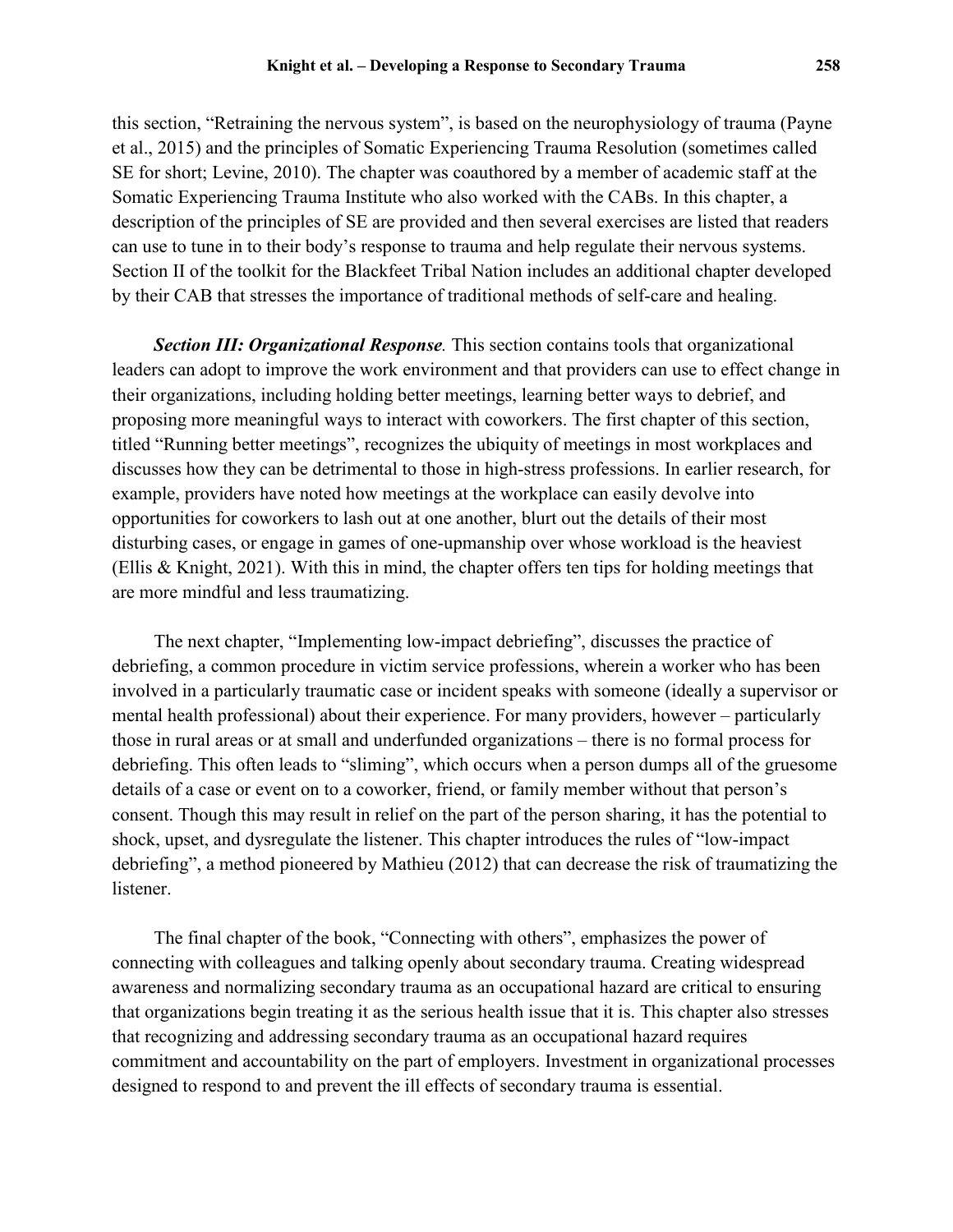this section, "Retraining the nervous system", is based on the neurophysiology of trauma (Payne et al., 2015) and the principles of Somatic Experiencing Trauma Resolution (sometimes called SE for short; Levine, 2010). The chapter was coauthored by a member of academic staff at the Somatic Experiencing Trauma Institute who also worked with the CABs. In this chapter, a description of the principles of SE are provided and then several exercises are listed that readers can use to tune in to their body's response to trauma and help regulate their nervous systems. Section II of the toolkit for the Blackfeet Tribal Nation includes an additional chapter developed by their CAB that stresses the importance of traditional methods of self-care and healing.

***Section III: Organizational Response.*** This section contains tools that organizational leaders can adopt to improve the work environment and that providers can use to effect change in their organizations, including holding better meetings, learning better ways to debrief, and proposing more meaningful ways to interact with coworkers. The first chapter of this section, titled "Running better meetings", recognizes the ubiquity of meetings in most workplaces and discusses how they can be detrimental to those in high-stress professions. In earlier research, for example, providers have noted how meetings at the workplace can easily devolve into opportunities for coworkers to lash out at one another, blurt out the details of their most disturbing cases, or engage in games of one-upmanship over whose workload is the heaviest (Ellis & Knight, 2021). With this in mind, the chapter offers ten tips for holding meetings that are more mindful and less traumatizing.

The next chapter, "Implementing low-impact debriefing", discusses the practice of debriefing, a common procedure in victim service professions, wherein a worker who has been involved in a particularly traumatic case or incident speaks with someone (ideally a supervisor or mental health professional) about their experience. For many providers, however – particularly those in rural areas or at small and underfunded organizations – there is no formal process for debriefing. This often leads to "sliming", which occurs when a person dumps all of the gruesome details of a case or event on to a coworker, friend, or family member without that person's consent. Though this may result in relief on the part of the person sharing, it has the potential to shock, upset, and dysregulate the listener. This chapter introduces the rules of "low-impact debriefing", a method pioneered by Mathieu (2012) that can decrease the risk of traumatizing the listener.

The final chapter of the book, "Connecting with others", emphasizes the power of connecting with colleagues and talking openly about secondary trauma. Creating widespread awareness and normalizing secondary trauma as an occupational hazard are critical to ensuring that organizations begin treating it as the serious health issue that it is. This chapter also stresses that recognizing and addressing secondary trauma as an occupational hazard requires commitment and accountability on the part of employers. Investment in organizational processes designed to respond to and prevent the ill effects of secondary trauma is essential.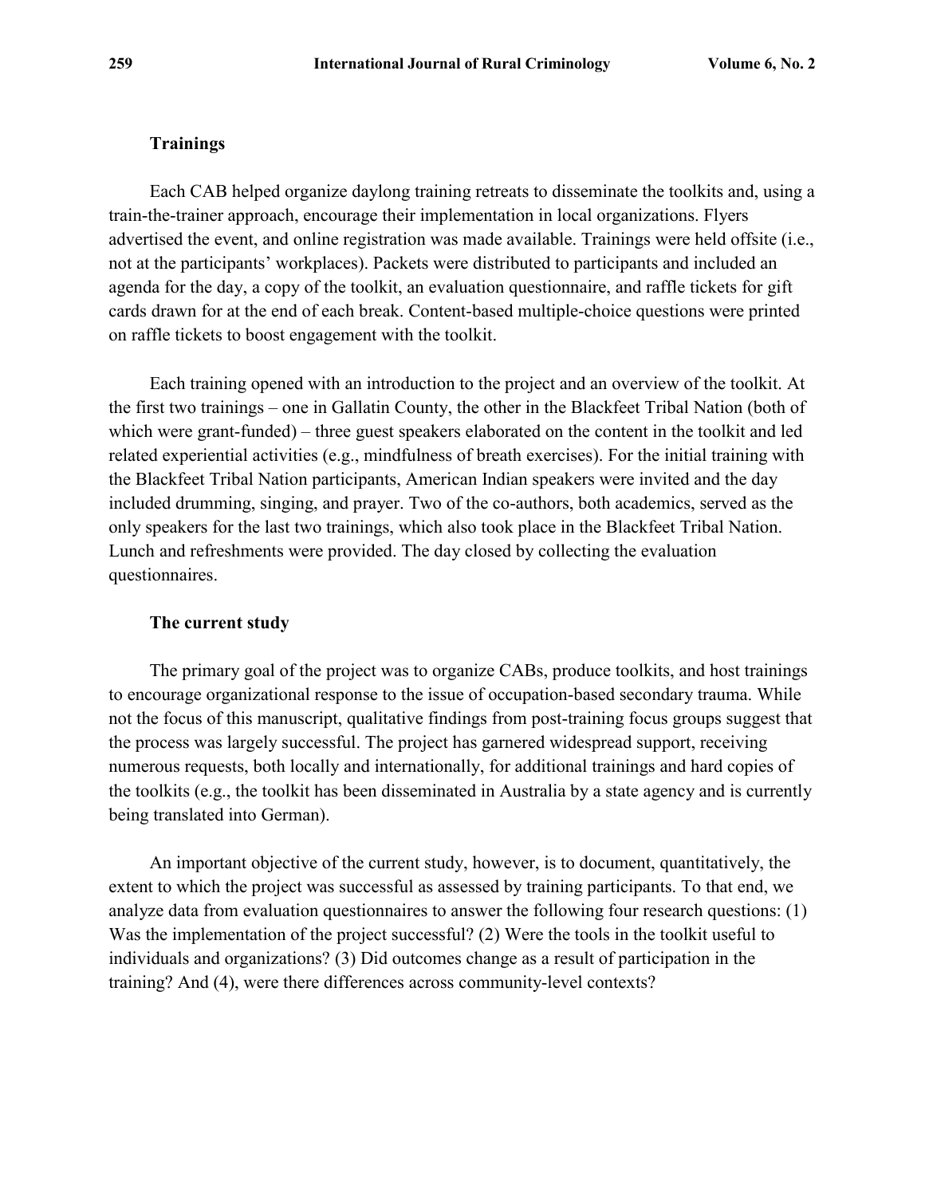### Trainings

Each CAB helped organize daylong training retreats to disseminate the toolkits and, using a train-the-trainer approach, encourage their implementation in local organizations. Flyers advertised the event, and online registration was made available. Trainings were held offsite (i.e., not at the participants' workplaces). Packets were distributed to participants and included an agenda for the day, a copy of the toolkit, an evaluation questionnaire, and raffle tickets for gift cards drawn for at the end of each break. Content-based multiple-choice questions were printed on raffle tickets to boost engagement with the toolkit.

Each training opened with an introduction to the project and an overview of the toolkit. At the first two trainings – one in Gallatin County, the other in the Blackfeet Tribal Nation (both of which were grant-funded) – three guest speakers elaborated on the content in the toolkit and led related experiential activities (e.g., mindfulness of breath exercises). For the initial training with the Blackfeet Tribal Nation participants, American Indian speakers were invited and the day included drumming, singing, and prayer. Two of the co-authors, both academics, served as the only speakers for the last two trainings, which also took place in the Blackfeet Tribal Nation. Lunch and refreshments were provided. The day closed by collecting the evaluation questionnaires.

### The current study

The primary goal of the project was to organize CABs, produce toolkits, and host trainings to encourage organizational response to the issue of occupation-based secondary trauma. While not the focus of this manuscript, qualitative findings from post-training focus groups suggest that the process was largely successful. The project has garnered widespread support, receiving numerous requests, both locally and internationally, for additional trainings and hard copies of the toolkits (e.g., the toolkit has been disseminated in Australia by a state agency and is currently being translated into German).

An important objective of the current study, however, is to document, quantitatively, the extent to which the project was successful as assessed by training participants. To that end, we analyze data from evaluation questionnaires to answer the following four research questions: (1) Was the implementation of the project successful? (2) Were the tools in the toolkit useful to individuals and organizations? (3) Did outcomes change as a result of participation in the training? And (4), were there differences across community-level contexts?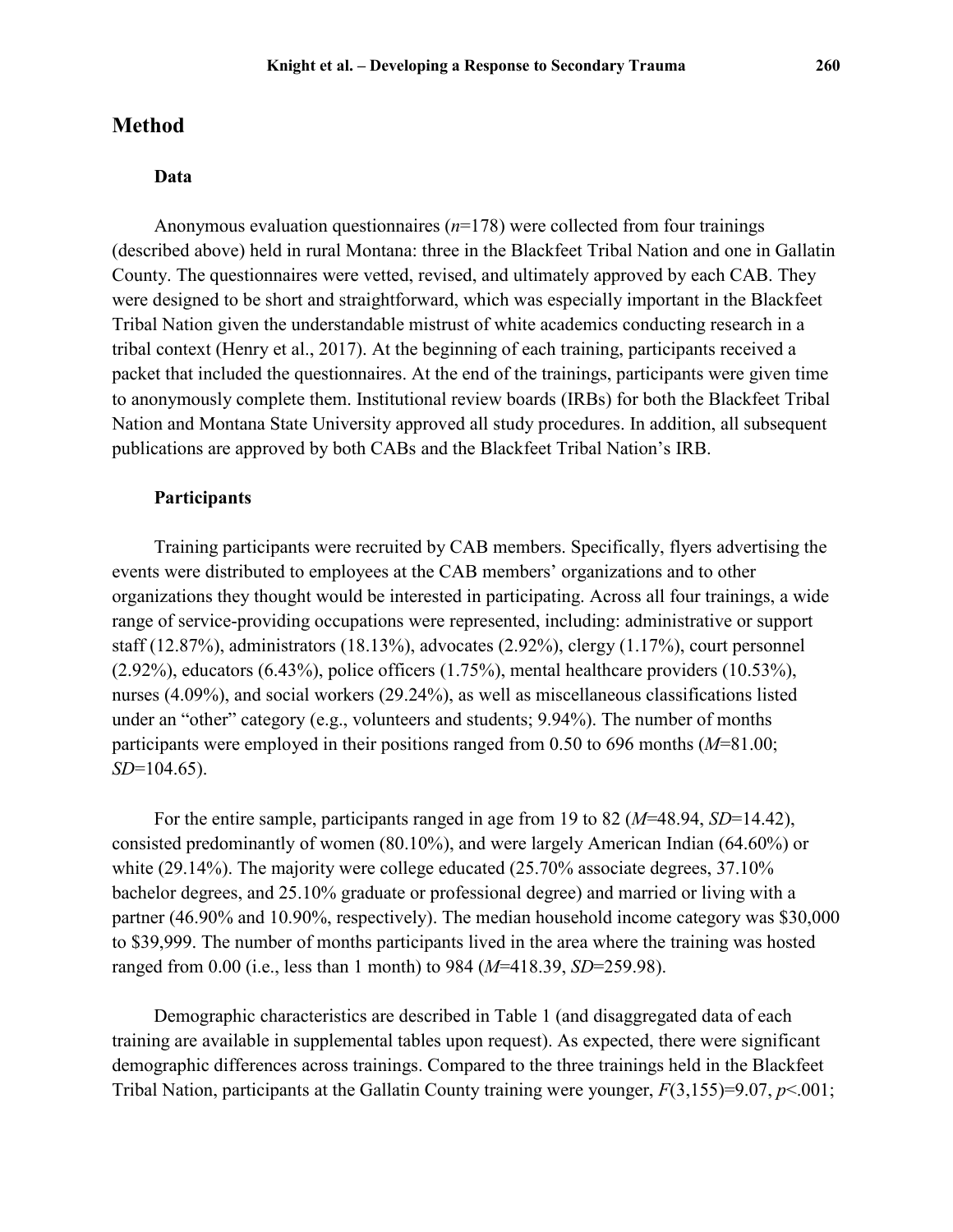## Method

### Data

Anonymous evaluation questionnaires ($n$=178) were collected from four trainings (described above) held in rural Montana: three in the Blackfeet Tribal Nation and one in Gallatin County. The questionnaires were vetted, revised, and ultimately approved by each CAB. They were designed to be short and straightforward, which was especially important in the Blackfeet Tribal Nation given the understandable mistrust of white academics conducting research in a tribal context (Henry et al., 2017). At the beginning of each training, participants received a packet that included the questionnaires. At the end of the trainings, participants were given time to anonymously complete them. Institutional review boards (IRBs) for both the Blackfeet Tribal Nation and Montana State University approved all study procedures. In addition, all subsequent publications are approved by both CABs and the Blackfeet Tribal Nation's IRB.

### Participants

Training participants were recruited by CAB members. Specifically, flyers advertising the events were distributed to employees at the CAB members' organizations and to other organizations they thought would be interested in participating. Across all four trainings, a wide range of service-providing occupations were represented, including: administrative or support staff (12.87%), administrators (18.13%), advocates (2.92%), clergy (1.17%), court personnel (2.92%), educators (6.43%), police officers (1.75%), mental healthcare providers (10.53%), nurses (4.09%), and social workers (29.24%), as well as miscellaneous classifications listed under an "other" category (e.g., volunteers and students; 9.94%). The number of months participants were employed in their positions ranged from 0.50 to 696 months ($M$=81.00; $SD$=104.65).

For the entire sample, participants ranged in age from 19 to 82 ($M$=48.94, $SD$=14.42), consisted predominantly of women (80.10%), and were largely American Indian (64.60%) or white (29.14%). The majority were college educated (25.70% associate degrees, 37.10% bachelor degrees, and 25.10% graduate or professional degree) and married or living with a partner (46.90% and 10.90%, respectively). The median household income category was $30,000 to $39,999. The number of months participants lived in the area where the training was hosted ranged from 0.00 (i.e., less than 1 month) to 984 ($M$=418.39, $SD$=259.98).

Demographic characteristics are described in Table 1 (and disaggregated data of each training are available in supplemental tables upon request). As expected, there were significant demographic differences across trainings. Compared to the three trainings held in the Blackfeet Tribal Nation, participants at the Gallatin County training were younger, $F(3,155)=9.07$, $p<.001$;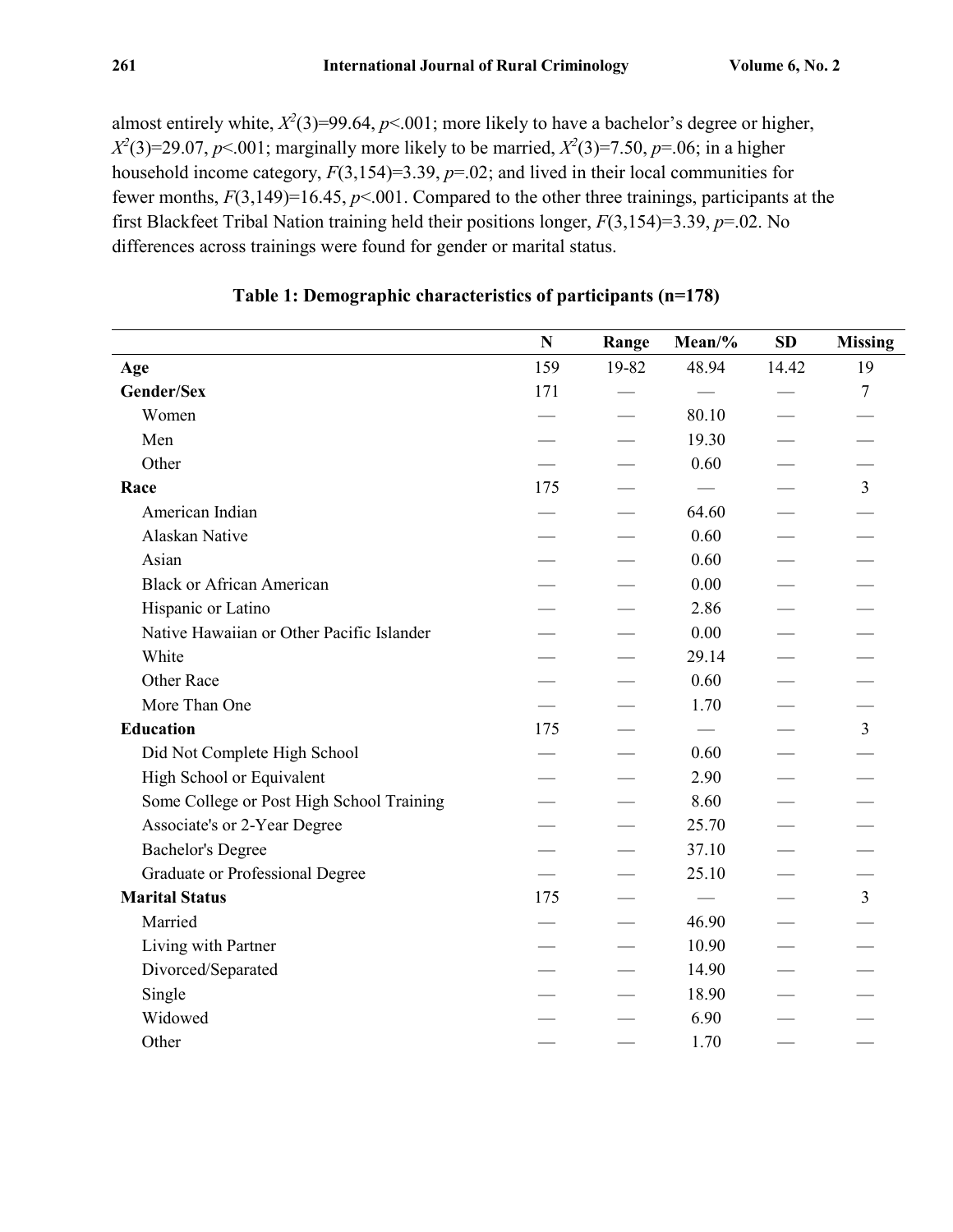almost entirely white, $X^2(3)=99.64$, $p<.001$; more likely to have a bachelor's degree or higher, $X^2(3)=29.07$, $p<.001$; marginally more likely to be married, $X^2(3)=7.50$, $p=.06$; in a higher household income category, $F(3,154)=3.39$, $p=.02$; and lived in their local communities for fewer months, $F(3,149)=16.45$, $p<.001$. Compared to the other three trainings, participants at the first Blackfeet Tribal Nation training held their positions longer, $F(3,154)=3.39$, $p=.02$. No differences across trainings were found for gender or marital status.

**Table 1: Demographic characteristics of participants (n=178)**

| | N | Range | Mean/% | SD | Missing |
|---|---|---|---|---|---|
| **Age** | 159 | 19-82 | 48.94 | 14.42 | 19 |
| **Gender/Sex** | 171 | — | — | — | 7 |
| Women | — | — | 80.10 | — | — |
| Men | — | — | 19.30 | — | — |
| Other | — | — | 0.60 | — | — |
| **Race** | 175 | — | — | — | 3 |
| American Indian | — | — | 64.60 | — | — |
| Alaskan Native | — | — | 0.60 | — | — |
| Asian | — | — | 0.60 | — | — |
| Black or African American | — | — | 0.00 | — | — |
| Hispanic or Latino | — | — | 2.86 | — | — |
| Native Hawaiian or Other Pacific Islander | — | — | 0.00 | — | — |
| White | — | — | 29.14 | — | — |
| Other Race | — | — | 0.60 | — | — |
| More Than One | — | — | 1.70 | — | — |
| **Education** | 175 | — | — | — | 3 |
| Did Not Complete High School | — | — | 0.60 | — | — |
| High School or Equivalent | — | — | 2.90 | — | — |
| Some College or Post High School Training | — | — | 8.60 | — | — |
| Associate's or 2-Year Degree | — | — | 25.70 | — | — |
| Bachelor's Degree | — | — | 37.10 | — | — |
| Graduate or Professional Degree | — | — | 25.10 | — | — |
| **Marital Status** | 175 | — | — | — | 3 |
| Married | — | — | 46.90 | — | — |
| Living with Partner | — | — | 10.90 | — | — |
| Divorced/Separated | — | — | 14.90 | — | — |
| Single | — | — | 18.90 | — | — |
| Widowed | — | — | 6.90 | — | — |
| Other | — | — | 1.70 | — | — |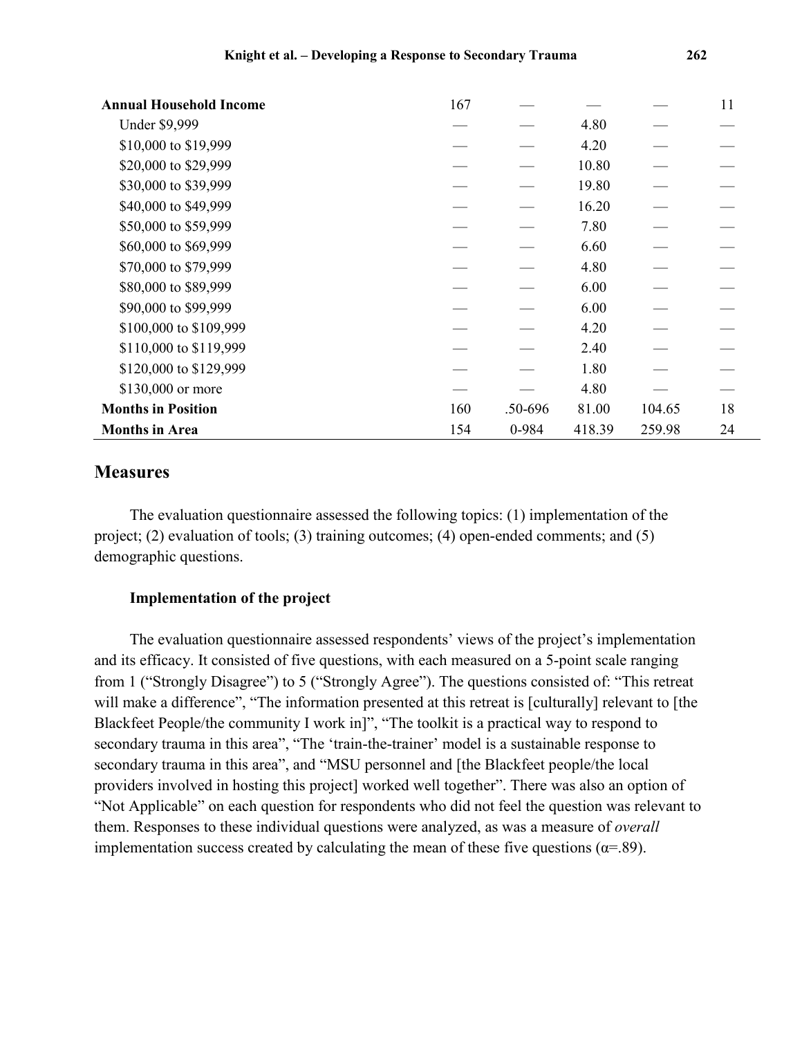| | | | | | |
|---|---|---|---|---|---|
| **Annual Household Income** | 167 | — | — | — | 11 |
| Under $9,999 | — | — | 4.80 | — | — |
| $10,000 to $19,999 | — | — | 4.20 | — | — |
| $20,000 to $29,999 | — | — | 10.80 | — | — |
| $30,000 to $39,999 | — | — | 19.80 | — | — |
| $40,000 to $49,999 | — | — | 16.20 | — | — |
| $50,000 to $59,999 | — | — | 7.80 | — | — |
| $60,000 to $69,999 | — | — | 6.60 | — | — |
| $70,000 to $79,999 | — | — | 4.80 | — | — |
| $80,000 to $89,999 | — | — | 6.00 | — | — |
| $90,000 to $99,999 | — | — | 6.00 | — | — |
| $100,000 to $109,999 | — | — | 4.20 | — | — |
| $110,000 to $119,999 | — | — | 2.40 | — | — |
| $120,000 to $129,999 | — | — | 1.80 | — | — |
| $130,000 or more | — | — | 4.80 | — | — |
| **Months in Position** | 160 | .50-696 | 81.00 | 104.65 | 18 |
| **Months in Area** | 154 | 0-984 | 418.39 | 259.98 | 24 |

## Measures

The evaluation questionnaire assessed the following topics: (1) implementation of the project; (2) evaluation of tools; (3) training outcomes; (4) open-ended comments; and (5) demographic questions.

### Implementation of the project

The evaluation questionnaire assessed respondents' views of the project's implementation and its efficacy. It consisted of five questions, with each measured on a 5-point scale ranging from 1 ("Strongly Disagree") to 5 ("Strongly Agree"). The questions consisted of: "This retreat will make a difference", "The information presented at this retreat is [culturally] relevant to [the Blackfeet People/the community I work in]", "The toolkit is a practical way to respond to secondary trauma in this area", "The 'train-the-trainer' model is a sustainable response to secondary trauma in this area", and "MSU personnel and [the Blackfeet people/the local providers involved in hosting this project] worked well together". There was also an option of "Not Applicable" on each question for respondents who did not feel the question was relevant to them. Responses to these individual questions were analyzed, as was a measure of *overall* implementation success created by calculating the mean of these five questions ($\alpha$=.89).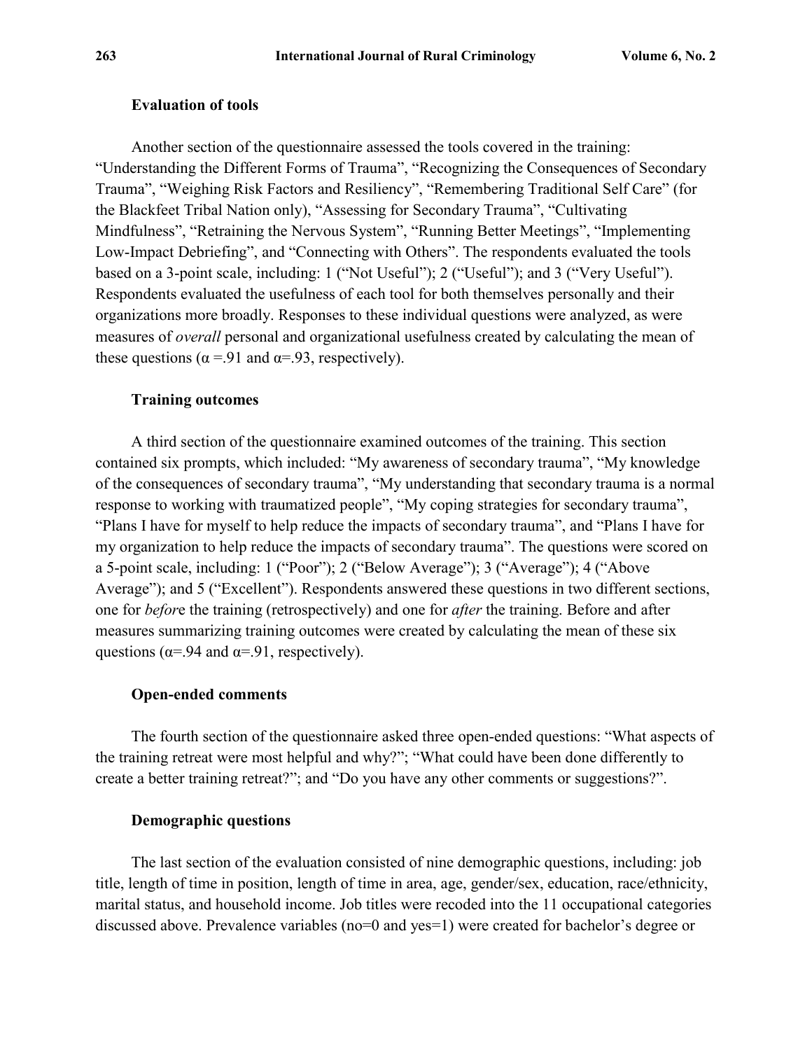### Evaluation of tools

Another section of the questionnaire assessed the tools covered in the training: “Understanding the Different Forms of Trauma”, “Recognizing the Consequences of Secondary Trauma”, “Weighing Risk Factors and Resiliency”, “Remembering Traditional Self Care” (for the Blackfeet Tribal Nation only), “Assessing for Secondary Trauma”, “Cultivating Mindfulness”, “Retraining the Nervous System”, “Running Better Meetings”, “Implementing Low-Impact Debriefing”, and “Connecting with Others”. The respondents evaluated the tools based on a 3-point scale, including: 1 (“Not Useful”); 2 (“Useful”); and 3 (“Very Useful”). Respondents evaluated the usefulness of each tool for both themselves personally and their organizations more broadly. Responses to these individual questions were analyzed, as were measures of *overall* personal and organizational usefulness created by calculating the mean of these questions ($\alpha = .91$ and $\alpha = .93$, respectively).

### Training outcomes

A third section of the questionnaire examined outcomes of the training. This section contained six prompts, which included: “My awareness of secondary trauma”, “My knowledge of the consequences of secondary trauma”, “My understanding that secondary trauma is a normal response to working with traumatized people”, “My coping strategies for secondary trauma”, “Plans I have for myself to help reduce the impacts of secondary trauma”, and “Plans I have for my organization to help reduce the impacts of secondary trauma”. The questions were scored on a 5-point scale, including: 1 (“Poor”); 2 (“Below Average”); 3 (“Average”); 4 (“Above Average”); and 5 (“Excellent”). Respondents answered these questions in two different sections, one for *before* the training (retrospectively) and one for *after* the training. Before and after measures summarizing training outcomes were created by calculating the mean of these six questions ($\alpha = .94$ and $\alpha = .91$, respectively).

### Open-ended comments

The fourth section of the questionnaire asked three open-ended questions: “What aspects of the training retreat were most helpful and why?”; “What could have been done differently to create a better training retreat?”; and “Do you have any other comments or suggestions?”.

### Demographic questions

The last section of the evaluation consisted of nine demographic questions, including: job title, length of time in position, length of time in area, age, gender/sex, education, race/ethnicity, marital status, and household income. Job titles were recoded into the 11 occupational categories discussed above. Prevalence variables (no=0 and yes=1) were created for bachelor’s degree or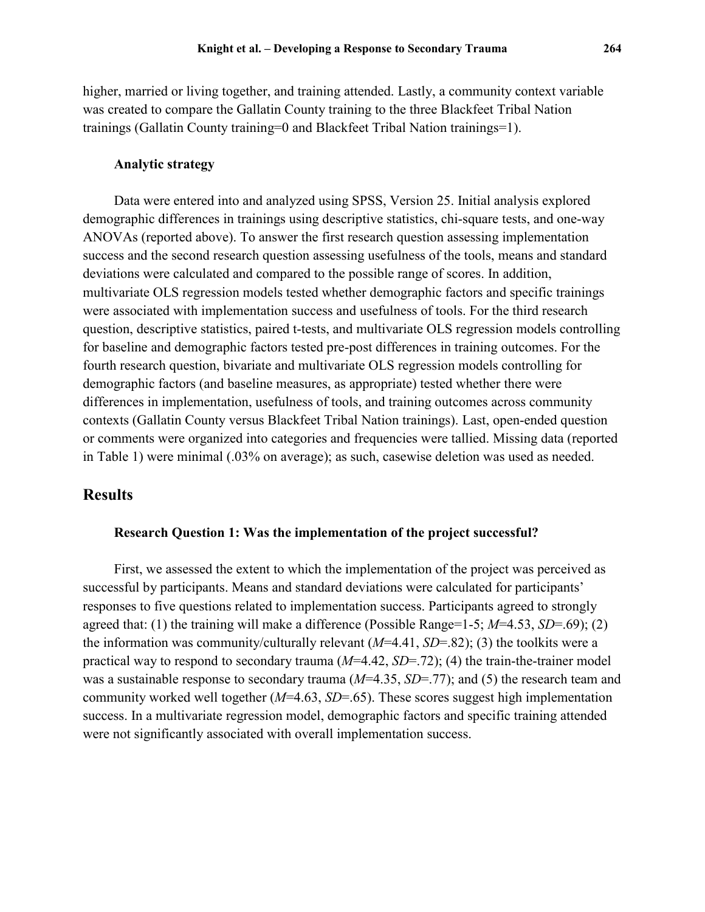higher, married or living together, and training attended. Lastly, a community context variable was created to compare the Gallatin County training to the three Blackfeet Tribal Nation trainings (Gallatin County training=0 and Blackfeet Tribal Nation trainings=1).

### Analytic strategy

Data were entered into and analyzed using SPSS, Version 25. Initial analysis explored demographic differences in trainings using descriptive statistics, chi-square tests, and one-way ANOVAs (reported above). To answer the first research question assessing implementation success and the second research question assessing usefulness of the tools, means and standard deviations were calculated and compared to the possible range of scores. In addition, multivariate OLS regression models tested whether demographic factors and specific trainings were associated with implementation success and usefulness of tools. For the third research question, descriptive statistics, paired t-tests, and multivariate OLS regression models controlling for baseline and demographic factors tested pre-post differences in training outcomes. For the fourth research question, bivariate and multivariate OLS regression models controlling for demographic factors (and baseline measures, as appropriate) tested whether there were differences in implementation, usefulness of tools, and training outcomes across community contexts (Gallatin County versus Blackfeet Tribal Nation trainings). Last, open-ended question or comments were organized into categories and frequencies were tallied. Missing data (reported in Table 1) were minimal (.03% on average); as such, casewise deletion was used as needed.

## Results

### Research Question 1: Was the implementation of the project successful?

First, we assessed the extent to which the implementation of the project was perceived as successful by participants. Means and standard deviations were calculated for participants' responses to five questions related to implementation success. Participants agreed to strongly agreed that: (1) the training will make a difference (Possible Range=1-5; $M$=4.53, $SD$=.69); (2) the information was community/culturally relevant ($M$=4.41, $SD$=.82); (3) the toolkits were a practical way to respond to secondary trauma ($M$=4.42, $SD$=.72); (4) the train-the-trainer model was a sustainable response to secondary trauma ($M$=4.35, $SD$=.77); and (5) the research team and community worked well together ($M$=4.63, $SD$=.65). These scores suggest high implementation success. In a multivariate regression model, demographic factors and specific training attended were not significantly associated with overall implementation success.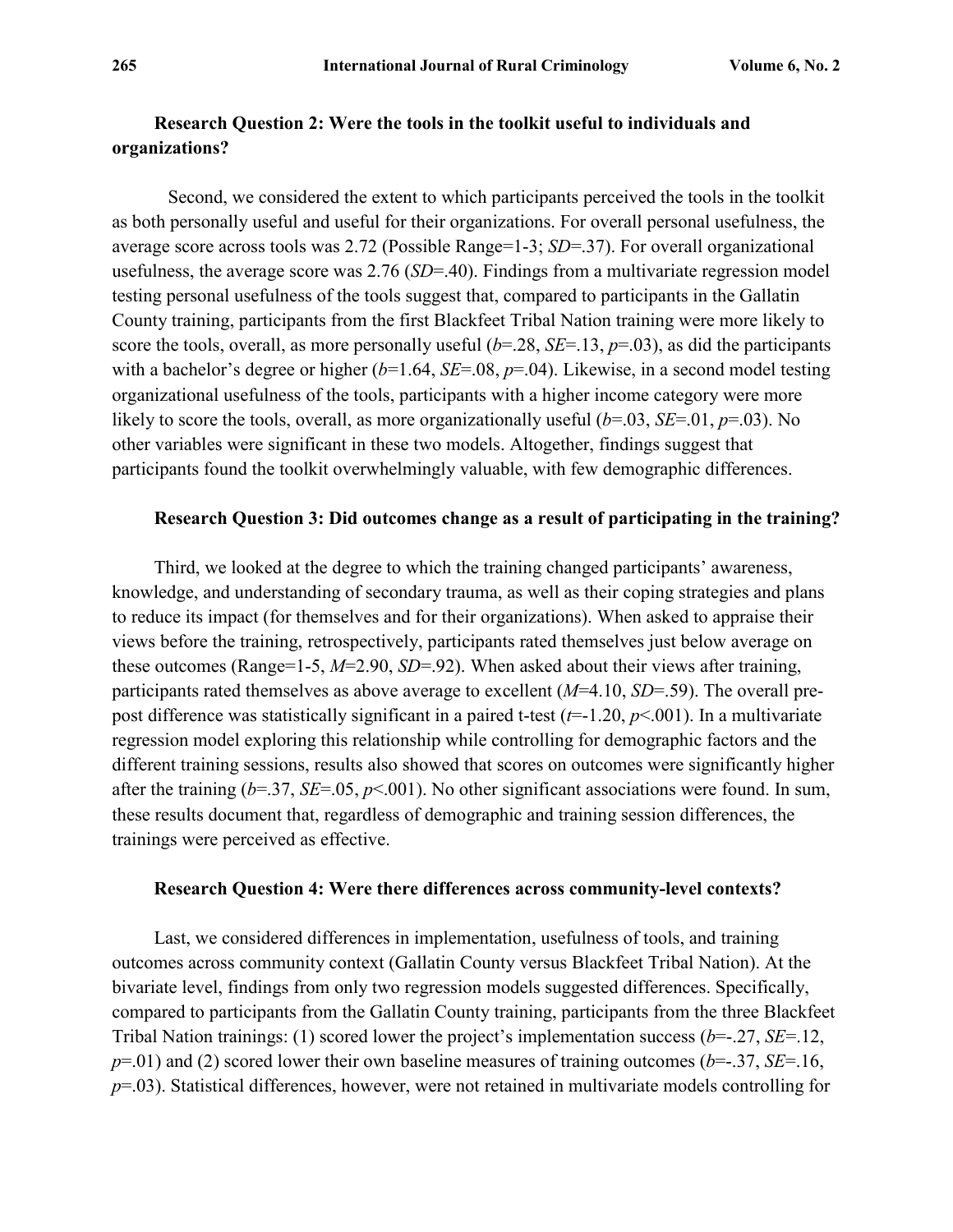### Research Question 2: Were the tools in the toolkit useful to individuals and organizations?

Second, we considered the extent to which participants perceived the tools in the toolkit as both personally useful and useful for their organizations. For overall personal usefulness, the average score across tools was 2.72 (Possible Range=1-3; $SD$=.37). For overall organizational usefulness, the average score was 2.76 ($SD$=.40). Findings from a multivariate regression model testing personal usefulness of the tools suggest that, compared to participants in the Gallatin County training, participants from the first Blackfeet Tribal Nation training were more likely to score the tools, overall, as more personally useful ($b$=.28, $SE$=.13, $p$=.03), as did the participants with a bachelor's degree or higher ($b$=1.64, $SE$=.08, $p$=.04). Likewise, in a second model testing organizational usefulness of the tools, participants with a higher income category were more likely to score the tools, overall, as more organizationally useful ($b$=.03, $SE$=.01, $p$=.03). No other variables were significant in these two models. Altogether, findings suggest that participants found the toolkit overwhelmingly valuable, with few demographic differences.

### Research Question 3: Did outcomes change as a result of participating in the training?

Third, we looked at the degree to which the training changed participants' awareness, knowledge, and understanding of secondary trauma, as well as their coping strategies and plans to reduce its impact (for themselves and for their organizations). When asked to appraise their views before the training, retrospectively, participants rated themselves just below average on these outcomes (Range=1-5, $M$=2.90, $SD$=.92). When asked about their views after training, participants rated themselves as above average to excellent ($M$=4.10, $SD$=.59). The overall pre-post difference was statistically significant in a paired t-test ($t$=-1.20, $p$<.001). In a multivariate regression model exploring this relationship while controlling for demographic factors and the different training sessions, results also showed that scores on outcomes were significantly higher after the training ($b$=.37, $SE$=.05, $p$<.001). No other significant associations were found. In sum, these results document that, regardless of demographic and training session differences, the trainings were perceived as effective.

### Research Question 4: Were there differences across community-level contexts?

Last, we considered differences in implementation, usefulness of tools, and training outcomes across community context (Gallatin County versus Blackfeet Tribal Nation). At the bivariate level, findings from only two regression models suggested differences. Specifically, compared to participants from the Gallatin County training, participants from the three Blackfeet Tribal Nation trainings: (1) scored lower the project's implementation success ($b$=-.27, $SE$=.12, $p$=.01) and (2) scored lower their own baseline measures of training outcomes ($b$=-.37, $SE$=.16, $p$=.03). Statistical differences, however, were not retained in multivariate models controlling for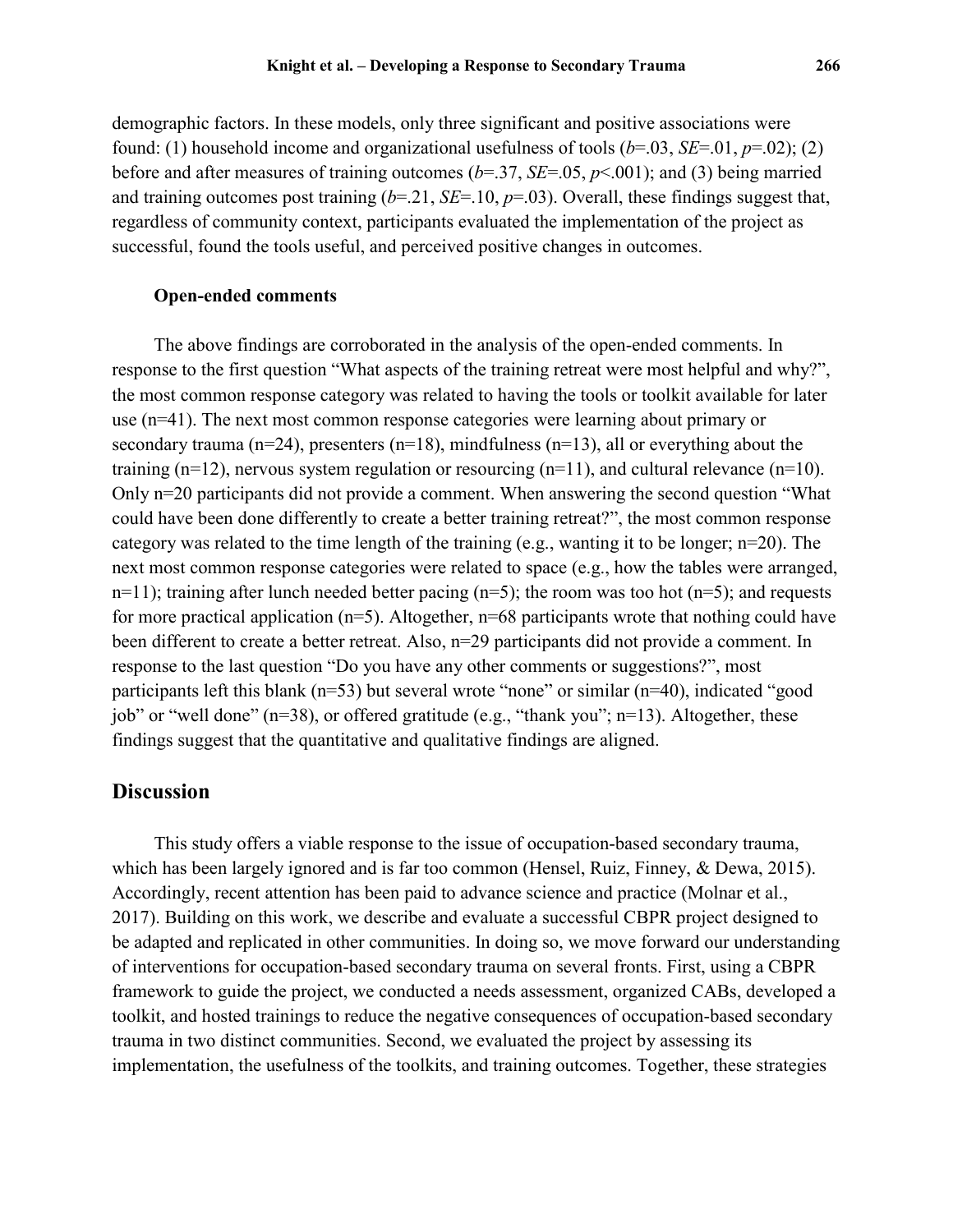demographic factors. In these models, only three significant and positive associations were found: (1) household income and organizational usefulness of tools ($b$=.03, $SE$=.01, $p$=.02); (2) before and after measures of training outcomes ($b$=.37, $SE$=.05, $p$<.001); and (3) being married and training outcomes post training ($b$=.21, $SE$=.10, $p$=.03). Overall, these findings suggest that, regardless of community context, participants evaluated the implementation of the project as successful, found the tools useful, and perceived positive changes in outcomes.

### Open-ended comments

The above findings are corroborated in the analysis of the open-ended comments. In response to the first question "What aspects of the training retreat were most helpful and why?", the most common response category was related to having the tools or toolkit available for later use (n=41). The next most common response categories were learning about primary or secondary trauma (n=24), presenters (n=18), mindfulness (n=13), all or everything about the training (n=12), nervous system regulation or resourcing (n=11), and cultural relevance (n=10). Only n=20 participants did not provide a comment. When answering the second question "What could have been done differently to create a better training retreat?", the most common response category was related to the time length of the training (e.g., wanting it to be longer; n=20). The next most common response categories were related to space (e.g., how the tables were arranged, n=11); training after lunch needed better pacing (n=5); the room was too hot (n=5); and requests for more practical application (n=5). Altogether, n=68 participants wrote that nothing could have been different to create a better retreat. Also, n=29 participants did not provide a comment. In response to the last question "Do you have any other comments or suggestions?", most participants left this blank (n=53) but several wrote "none" or similar (n=40), indicated "good job" or "well done" (n=38), or offered gratitude (e.g., "thank you"; n=13). Altogether, these findings suggest that the quantitative and qualitative findings are aligned.

## Discussion

This study offers a viable response to the issue of occupation-based secondary trauma, which has been largely ignored and is far too common (Hensel, Ruiz, Finney, & Dewa, 2015). Accordingly, recent attention has been paid to advance science and practice (Molnar et al., 2017). Building on this work, we describe and evaluate a successful CBPR project designed to be adapted and replicated in other communities. In doing so, we move forward our understanding of interventions for occupation-based secondary trauma on several fronts. First, using a CBPR framework to guide the project, we conducted a needs assessment, organized CABs, developed a toolkit, and hosted trainings to reduce the negative consequences of occupation-based secondary trauma in two distinct communities. Second, we evaluated the project by assessing its implementation, the usefulness of the toolkits, and training outcomes. Together, these strategies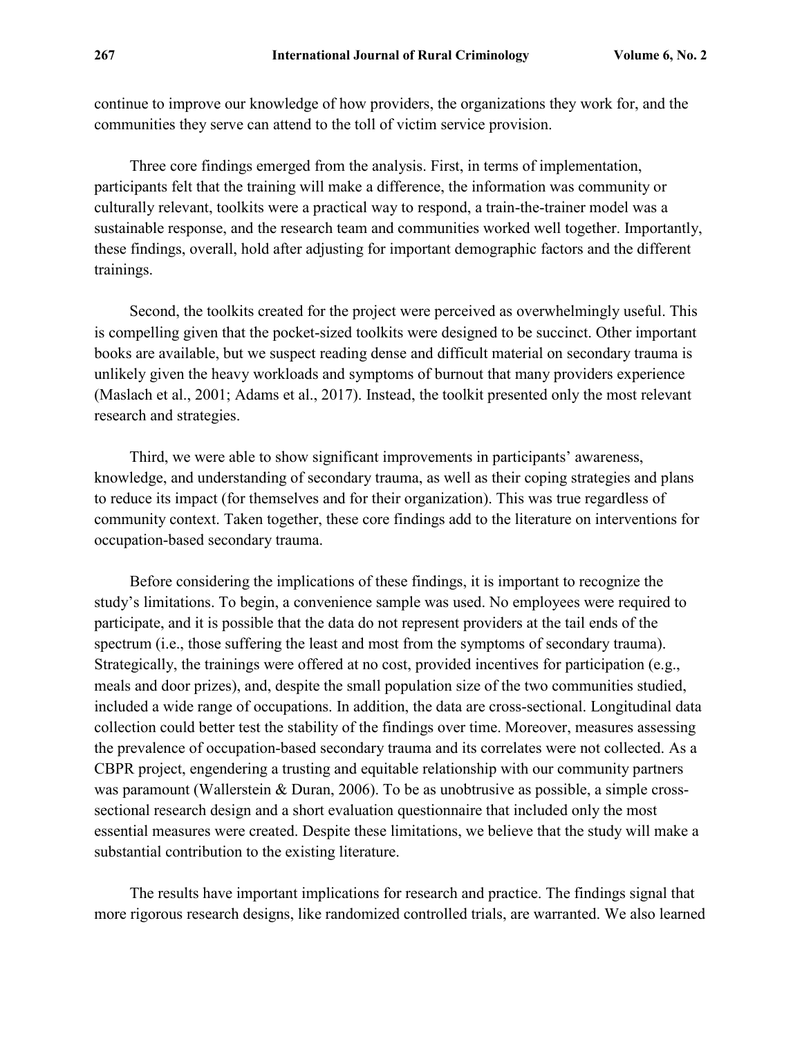continue to improve our knowledge of how providers, the organizations they work for, and the communities they serve can attend to the toll of victim service provision.

Three core findings emerged from the analysis. First, in terms of implementation, participants felt that the training will make a difference, the information was community or culturally relevant, toolkits were a practical way to respond, a train-the-trainer model was a sustainable response, and the research team and communities worked well together. Importantly, these findings, overall, hold after adjusting for important demographic factors and the different trainings.

Second, the toolkits created for the project were perceived as overwhelmingly useful. This is compelling given that the pocket-sized toolkits were designed to be succinct. Other important books are available, but we suspect reading dense and difficult material on secondary trauma is unlikely given the heavy workloads and symptoms of burnout that many providers experience (Maslach et al., 2001; Adams et al., 2017). Instead, the toolkit presented only the most relevant research and strategies.

Third, we were able to show significant improvements in participants' awareness, knowledge, and understanding of secondary trauma, as well as their coping strategies and plans to reduce its impact (for themselves and for their organization). This was true regardless of community context. Taken together, these core findings add to the literature on interventions for occupation-based secondary trauma.

Before considering the implications of these findings, it is important to recognize the study's limitations. To begin, a convenience sample was used. No employees were required to participate, and it is possible that the data do not represent providers at the tail ends of the spectrum (i.e., those suffering the least and most from the symptoms of secondary trauma). Strategically, the trainings were offered at no cost, provided incentives for participation (e.g., meals and door prizes), and, despite the small population size of the two communities studied, included a wide range of occupations. In addition, the data are cross-sectional. Longitudinal data collection could better test the stability of the findings over time. Moreover, measures assessing the prevalence of occupation-based secondary trauma and its correlates were not collected. As a CBPR project, engendering a trusting and equitable relationship with our community partners was paramount (Wallerstein & Duran, 2006). To be as unobtrusive as possible, a simple cross-sectional research design and a short evaluation questionnaire that included only the most essential measures were created. Despite these limitations, we believe that the study will make a substantial contribution to the existing literature.

The results have important implications for research and practice. The findings signal that more rigorous research designs, like randomized controlled trials, are warranted. We also learned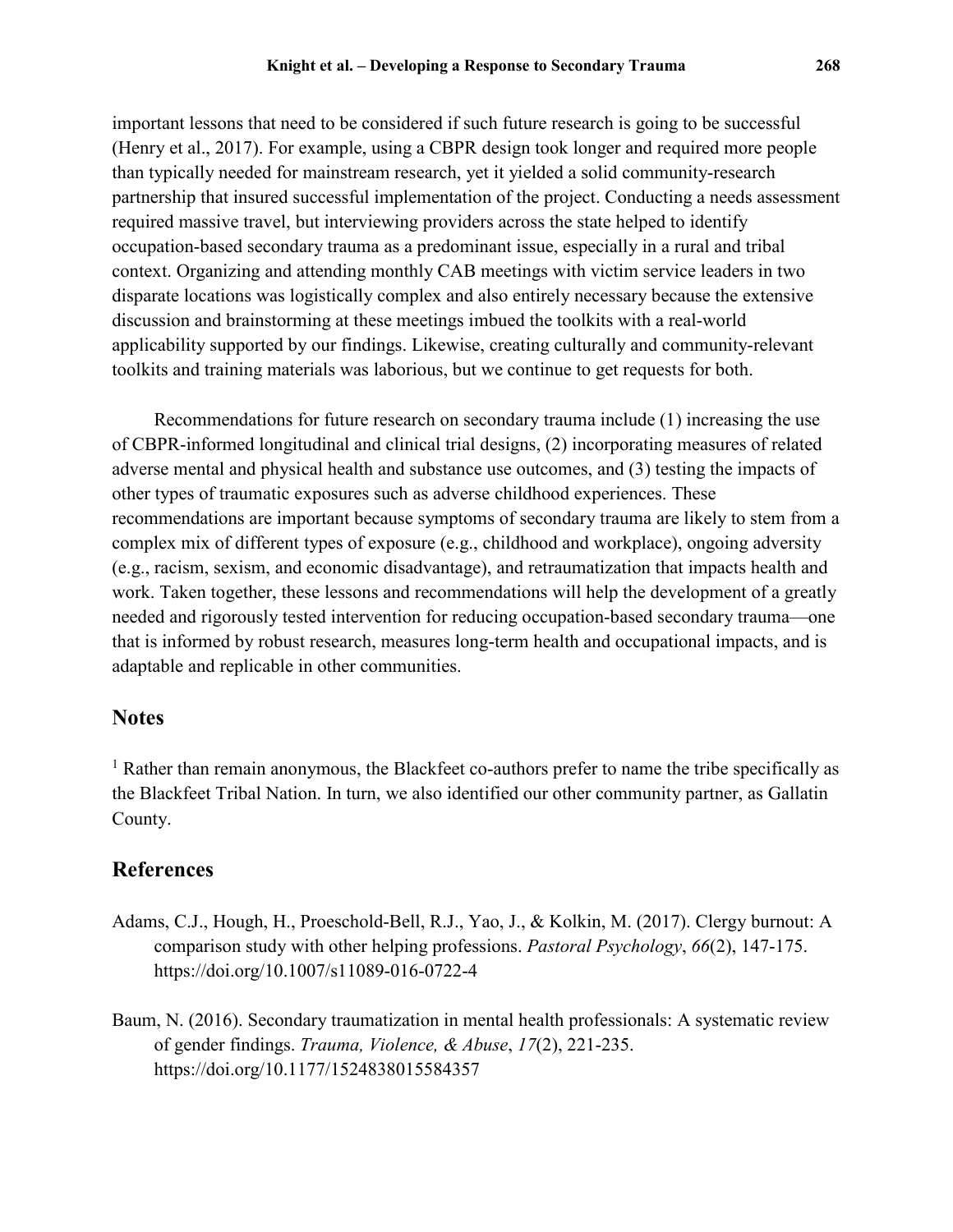important lessons that need to be considered if such future research is going to be successful (Henry et al., 2017). For example, using a CBPR design took longer and required more people than typically needed for mainstream research, yet it yielded a solid community-research partnership that insured successful implementation of the project. Conducting a needs assessment required massive travel, but interviewing providers across the state helped to identify occupation-based secondary trauma as a predominant issue, especially in a rural and tribal context. Organizing and attending monthly CAB meetings with victim service leaders in two disparate locations was logistically complex and also entirely necessary because the extensive discussion and brainstorming at these meetings imbued the toolkits with a real-world applicability supported by our findings. Likewise, creating culturally and community-relevant toolkits and training materials was laborious, but we continue to get requests for both.

Recommendations for future research on secondary trauma include (1) increasing the use of CBPR-informed longitudinal and clinical trial designs, (2) incorporating measures of related adverse mental and physical health and substance use outcomes, and (3) testing the impacts of other types of traumatic exposures such as adverse childhood experiences. These recommendations are important because symptoms of secondary trauma are likely to stem from a complex mix of different types of exposure (e.g., childhood and workplace), ongoing adversity (e.g., racism, sexism, and economic disadvantage), and retraumatization that impacts health and work. Taken together, these lessons and recommendations will help the development of a greatly needed and rigorously tested intervention for reducing occupation-based secondary trauma—one that is informed by robust research, measures long-term health and occupational impacts, and is adaptable and replicable in other communities.

## Notes

[1] Rather than remain anonymous, the Blackfeet co-authors prefer to name the tribe specifically as the Blackfeet Tribal Nation. In turn, we also identified our other community partner, as Gallatin County.

## References

Adams, C.J., Hough, H., Proeschold-Bell, R.J., Yao, J., & Kolkin, M. (2017). Clergy burnout: A comparison study with other helping professions. *Pastoral Psychology*, *66*(2), 147-175. https://doi.org/10.1007/s11089-016-0722-4

Baum, N. (2016). Secondary traumatization in mental health professionals: A systematic review of gender findings. *Trauma, Violence, & Abuse*, *17*(2), 221-235. https://doi.org/10.1177/1524838015584357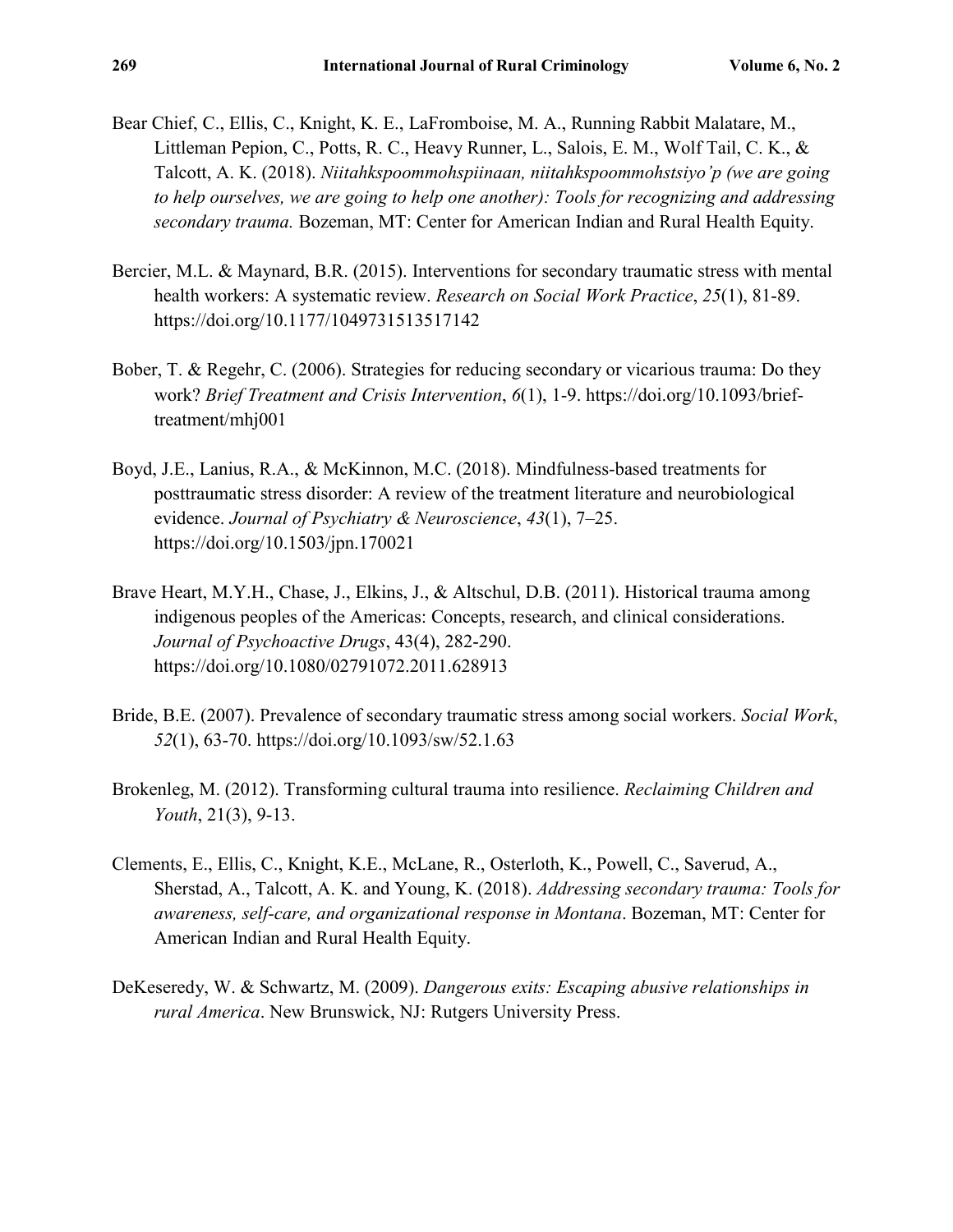Bear Chief, C., Ellis, C., Knight, K. E., LaFromboise, M. A., Running Rabbit Malatare, M., Littleman Pepion, C., Potts, R. C., Heavy Runner, L., Salois, E. M., Wolf Tail, C. K., & Talcott, A. K. (2018). *Niitahkspoommohspiinaan, niitahkspoommohstsiyo'p (we are going to help ourselves, we are going to help one another): Tools for recognizing and addressing secondary trauma.* Bozeman, MT: Center for American Indian and Rural Health Equity.

Bercier, M.L. & Maynard, B.R. (2015). Interventions for secondary traumatic stress with mental health workers: A systematic review. *Research on Social Work Practice*, *25*(1), 81-89. https://doi.org/10.1177/1049731513517142

Bober, T. & Regehr, C. (2006). Strategies for reducing secondary or vicarious trauma: Do they work? *Brief Treatment and Crisis Intervention*, *6*(1), 1-9. https://doi.org/10.1093/brief-treatment/mhj001

Boyd, J.E., Lanius, R.A., & McKinnon, M.C. (2018). Mindfulness-based treatments for posttraumatic stress disorder: A review of the treatment literature and neurobiological evidence. *Journal of Psychiatry & Neuroscience*, *43*(1), 7–25. https://doi.org/10.1503/jpn.170021

Brave Heart, M.Y.H., Chase, J., Elkins, J., & Altschul, D.B. (2011). Historical trauma among indigenous peoples of the Americas: Concepts, research, and clinical considerations. *Journal of Psychoactive Drugs*, 43(4), 282-290. https://doi.org/10.1080/02791072.2011.628913

Bride, B.E. (2007). Prevalence of secondary traumatic stress among social workers. *Social Work*, *52*(1), 63-70. https://doi.org/10.1093/sw/52.1.63

Brokenleg, M. (2012). Transforming cultural trauma into resilience. *Reclaiming Children and Youth*, 21(3), 9-13.

Clements, E., Ellis, C., Knight, K.E., McLane, R., Osterloth, K., Powell, C., Saverud, A., Sherstad, A., Talcott, A. K. and Young, K. (2018). *Addressing secondary trauma: Tools for awareness, self-care, and organizational response in Montana*. Bozeman, MT: Center for American Indian and Rural Health Equity.

DeKeseredy, W. & Schwartz, M. (2009). *Dangerous exits: Escaping abusive relationships in rural America*. New Brunswick, NJ: Rutgers University Press.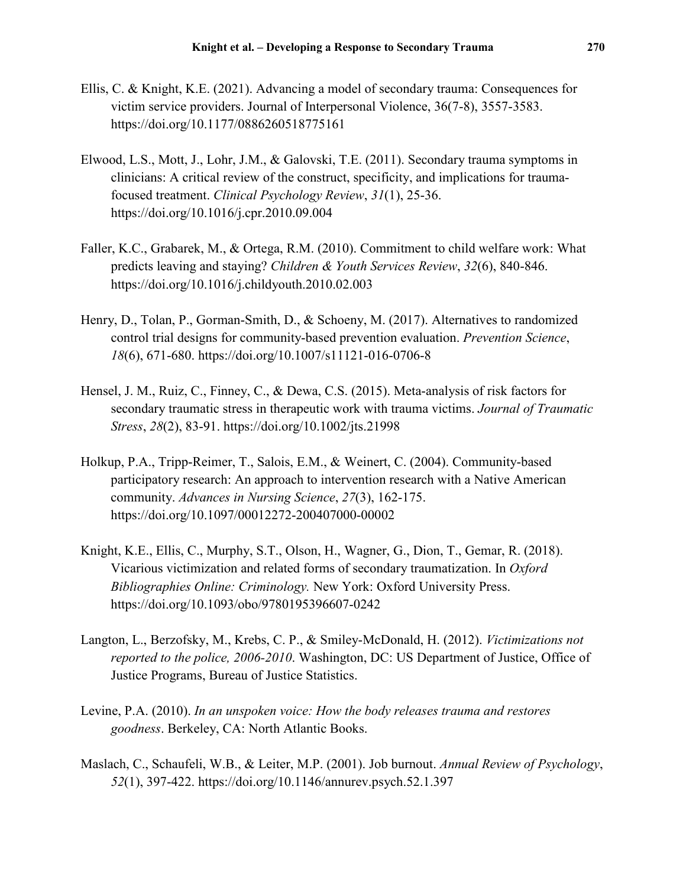Ellis, C. & Knight, K.E. (2021). Advancing a model of secondary trauma: Consequences for victim service providers. Journal of Interpersonal Violence, 36(7-8), 3557-3583. https://doi.org/10.1177/0886260518775161

Elwood, L.S., Mott, J., Lohr, J.M., & Galovski, T.E. (2011). Secondary trauma symptoms in clinicians: A critical review of the construct, specificity, and implications for trauma-focused treatment. *Clinical Psychology Review*, *31*(1), 25-36. https://doi.org/10.1016/j.cpr.2010.09.004

Faller, K.C., Grabarek, M., & Ortega, R.M. (2010). Commitment to child welfare work: What predicts leaving and staying? *Children & Youth Services Review*, *32*(6), 840-846. https://doi.org/10.1016/j.childyouth.2010.02.003

Henry, D., Tolan, P., Gorman-Smith, D., & Schoeny, M. (2017). Alternatives to randomized control trial designs for community-based prevention evaluation. *Prevention Science*, *18*(6), 671-680. https://doi.org/10.1007/s11121-016-0706-8

Hensel, J. M., Ruiz, C., Finney, C., & Dewa, C.S. (2015). Meta-analysis of risk factors for secondary traumatic stress in therapeutic work with trauma victims. *Journal of Traumatic Stress*, *28*(2), 83-91. https://doi.org/10.1002/jts.21998

Holkup, P.A., Tripp-Reimer, T., Salois, E.M., & Weinert, C. (2004). Community-based participatory research: An approach to intervention research with a Native American community. *Advances in Nursing Science*, *27*(3), 162-175. https://doi.org/10.1097/00012272-200407000-00002

Knight, K.E., Ellis, C., Murphy, S.T., Olson, H., Wagner, G., Dion, T., Gemar, R. (2018). Vicarious victimization and related forms of secondary traumatization. In *Oxford Bibliographies Online: Criminology.* New York: Oxford University Press. https://doi.org/10.1093/obo/9780195396607-0242

Langton, L., Berzofsky, M., Krebs, C. P., & Smiley-McDonald, H. (2012). *Victimizations not reported to the police, 2006-2010*. Washington, DC: US Department of Justice, Office of Justice Programs, Bureau of Justice Statistics.

Levine, P.A. (2010). *In an unspoken voice: How the body releases trauma and restores goodness*. Berkeley, CA: North Atlantic Books.

Maslach, C., Schaufeli, W.B., & Leiter, M.P. (2001). Job burnout. *Annual Review of Psychology*, *52*(1), 397-422. https://doi.org/10.1146/annurev.psych.52.1.397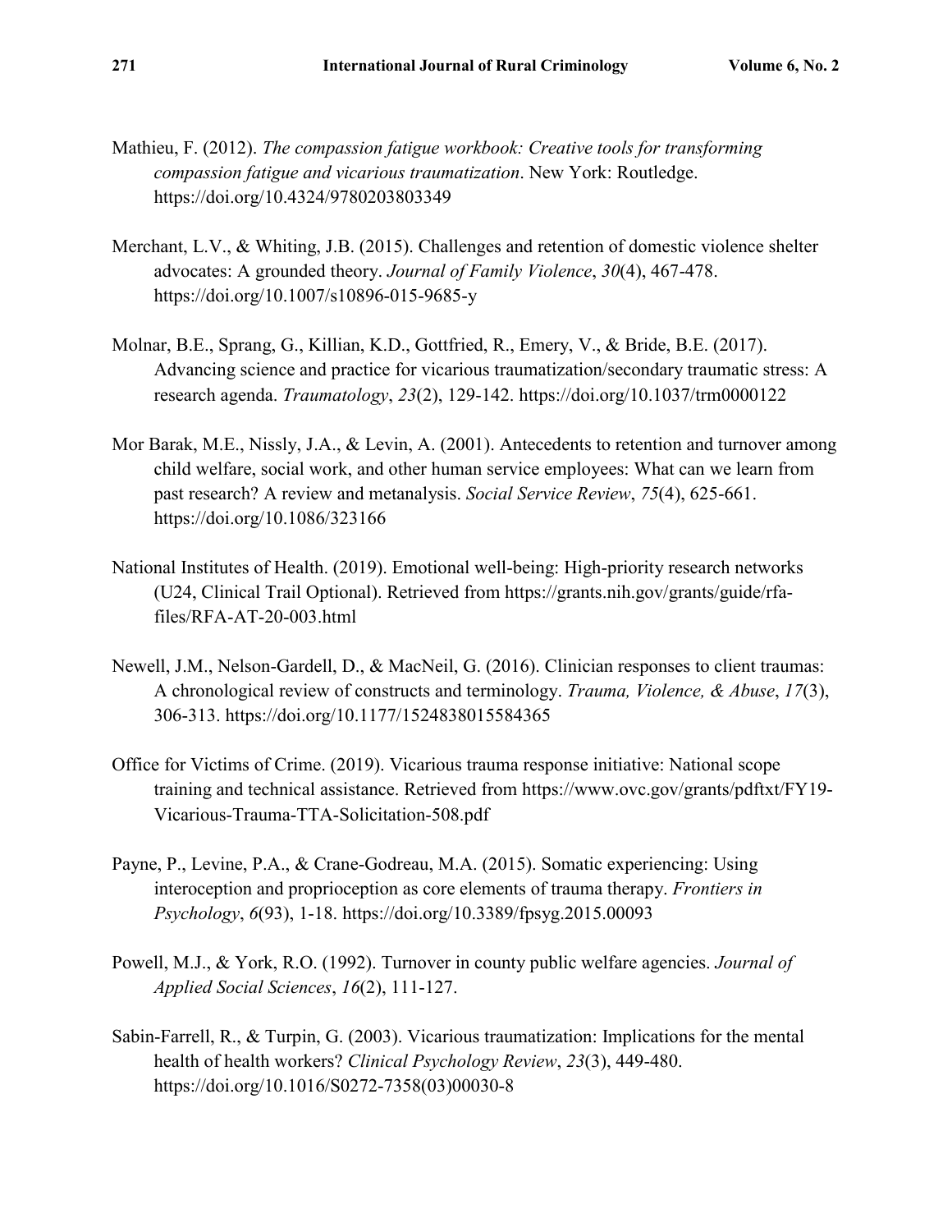Mathieu, F. (2012). *The compassion fatigue workbook: Creative tools for transforming compassion fatigue and vicarious traumatization*. New York: Routledge. https://doi.org/10.4324/9780203803349

Merchant, L.V., & Whiting, J.B. (2015). Challenges and retention of domestic violence shelter advocates: A grounded theory. *Journal of Family Violence*, *30*(4), 467-478. https://doi.org/10.1007/s10896-015-9685-y

Molnar, B.E., Sprang, G., Killian, K.D., Gottfried, R., Emery, V., & Bride, B.E. (2017). Advancing science and practice for vicarious traumatization/secondary traumatic stress: A research agenda. *Traumatology*, *23*(2), 129-142. https://doi.org/10.1037/trm0000122

Mor Barak, M.E., Nissly, J.A., & Levin, A. (2001). Antecedents to retention and turnover among child welfare, social work, and other human service employees: What can we learn from past research? A review and metanalysis. *Social Service Review*, *75*(4), 625-661. https://doi.org/10.1086/323166

National Institutes of Health. (2019). Emotional well-being: High-priority research networks (U24, Clinical Trail Optional). Retrieved from https://grants.nih.gov/grants/guide/rfa-files/RFA-AT-20-003.html

Newell, J.M., Nelson-Gardell, D., & MacNeil, G. (2016). Clinician responses to client traumas: A chronological review of constructs and terminology. *Trauma, Violence, & Abuse*, *17*(3), 306-313. https://doi.org/10.1177/1524838015584365

Office for Victims of Crime. (2019). Vicarious trauma response initiative: National scope training and technical assistance. Retrieved from https://www.ovc.gov/grants/pdftxt/FY19-Vicarious-Trauma-TTA-Solicitation-508.pdf

Payne, P., Levine, P.A., & Crane-Godreau, M.A. (2015). Somatic experiencing: Using interoception and proprioception as core elements of trauma therapy. *Frontiers in Psychology*, *6*(93), 1-18. https://doi.org/10.3389/fpsyg.2015.00093

Powell, M.J., & York, R.O. (1992). Turnover in county public welfare agencies. *Journal of Applied Social Sciences*, *16*(2), 111-127.

Sabin-Farrell, R., & Turpin, G. (2003). Vicarious traumatization: Implications for the mental health of health workers? *Clinical Psychology Review*, *23*(3), 449-480. https://doi.org/10.1016/S0272-7358(03)00030-8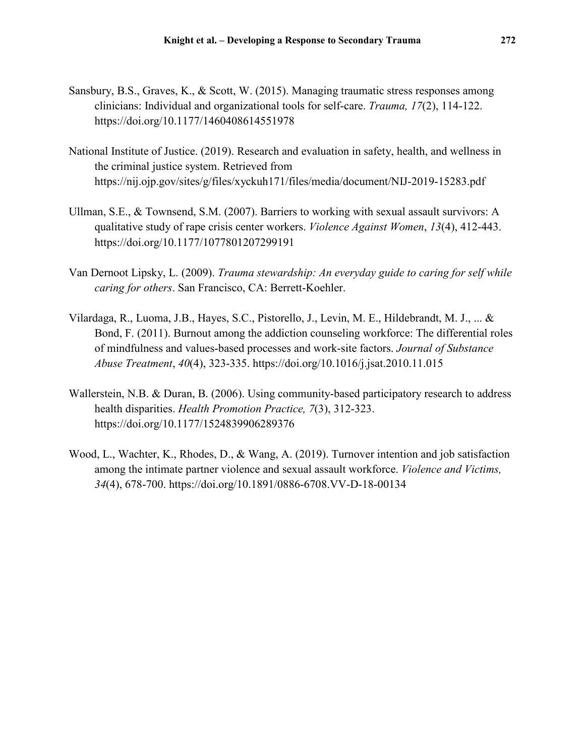Sansbury, B.S., Graves, K., & Scott, W. (2015). Managing traumatic stress responses among clinicians: Individual and organizational tools for self-care. *Trauma, 17*(2), 114-122. https://doi.org/10.1177/1460408614551978

National Institute of Justice. (2019). Research and evaluation in safety, health, and wellness in the criminal justice system. Retrieved from https://nij.ojp.gov/sites/g/files/xyckuh171/files/media/document/NIJ-2019-15283.pdf

Ullman, S.E., & Townsend, S.M. (2007). Barriers to working with sexual assault survivors: A qualitative study of rape crisis center workers. *Violence Against Women*, *13*(4), 412-443. https://doi.org/10.1177/1077801207299191

Van Dernoot Lipsky, L. (2009). *Trauma stewardship: An everyday guide to caring for self while caring for others*. San Francisco, CA: Berrett-Koehler.

Vilardaga, R., Luoma, J.B., Hayes, S.C., Pistorello, J., Levin, M. E., Hildebrandt, M. J., ... & Bond, F. (2011). Burnout among the addiction counseling workforce: The differential roles of mindfulness and values-based processes and work-site factors. *Journal of Substance Abuse Treatment*, *40*(4), 323-335. https://doi.org/10.1016/j.jsat.2010.11.015

Wallerstein, N.B. & Duran, B. (2006). Using community-based participatory research to address health disparities. *Health Promotion Practice, 7*(3), 312-323. https://doi.org/10.1177/1524839906289376

Wood, L., Wachter, K., Rhodes, D., & Wang, A. (2019). Turnover intention and job satisfaction among the intimate partner violence and sexual assault workforce. *Violence and Victims, 34*(4), 678-700. https://doi.org/10.1891/0886-6708.VV-D-18-00134